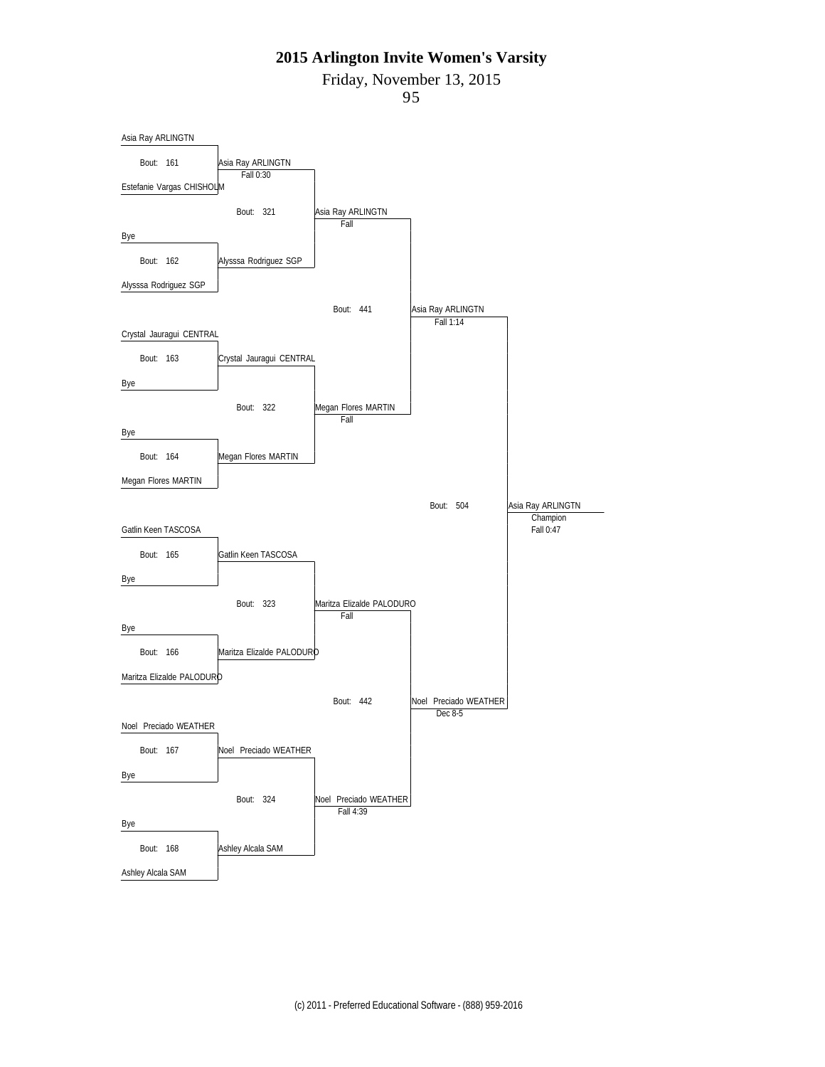# 2015 Arlington Invite Women's Varsity

Friday, November 13, 2015

95

## First Round

| Bout | Wrestler 1 | Wrestler 2 | Winner | Result |
|---|---|---|---|---|
| 161 | Asia Ray ARLINGTN | Estefanie Vargas CHISHOLM | Asia Ray ARLINGTN | Fall 0:30 |
| 162 | Bye | Alysssa Rodriguez SGP | Alysssa Rodriguez SGP | |
| 163 | Crystal Jauragui CENTRAL | Bye | Crystal Jauragui CENTRAL | |
| 164 | Bye | Megan Flores MARTIN | Megan Flores MARTIN | |
| 165 | Gatlin Keen TASCOSA | Bye | Gatlin Keen TASCOSA | |
| 166 | Bye | Maritza Elizalde PALODURO | Maritza Elizalde PALODURO | |
| 167 | Noel Preciado WEATHER | Bye | Noel Preciado WEATHER | |
| 168 | Bye | Ashley Alcala SAM | Ashley Alcala SAM | |

## Quarterfinals

| Bout | Winner | Result |
|---|---|---|
| 321 | Asia Ray ARLINGTN | Fall |
| 322 | Megan Flores MARTIN | Fall |
| 323 | Maritza Elizalde PALODURO | Fall |
| 324 | Noel Preciado WEATHER | Fall 4:39 |

## Semifinals

| Bout | Winner | Result |
|---|---|---|
| 441 | Asia Ray ARLINGTN | Fall 1:14 |
| 442 | Noel Preciado WEATHER | Dec 8-5 |

## Final

| Bout | Winner | Result |
|---|---|---|
| 504 | Asia Ray ARLINGTN (Champion) | Fall 0:47 |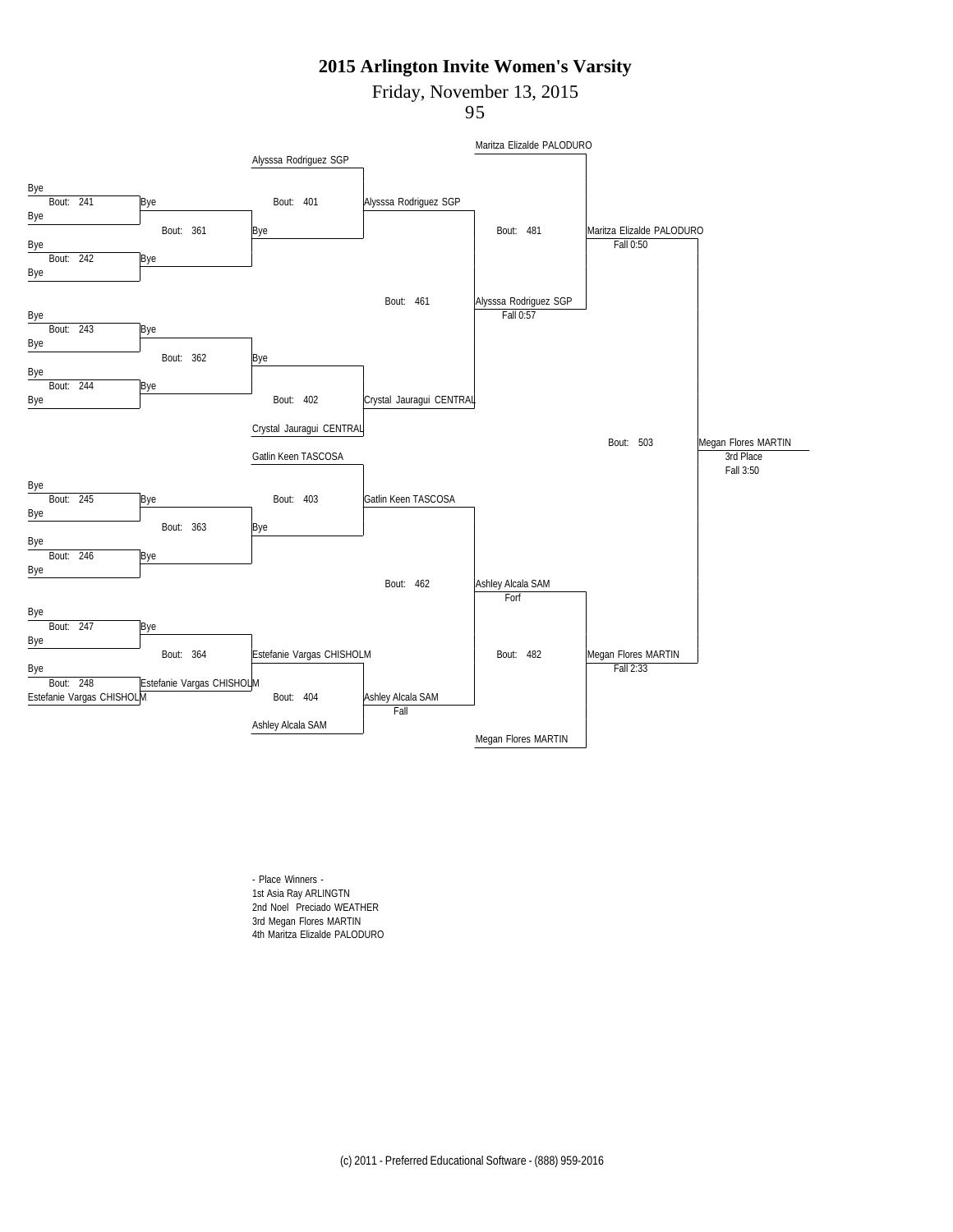# 2015 Arlington Invite Women's Varsity

Friday, November 13, 2015

95

**Consolation Bracket**

| Bout | Wrestler 1 | Wrestler 2 | Winner | Result |
|---|---|---|---|---|
| 241 | Bye | Bye | Bye | |
| 242 | Bye | Bye | Bye | |
| 243 | Bye | Bye | Bye | |
| 244 | Bye | Bye | Bye | |
| 245 | Bye | Bye | Bye | |
| 246 | Bye | Bye | Bye | |
| 247 | Bye | Bye | Bye | |
| 248 | Bye | Estefanie Vargas CHISHOLM | Estefanie Vargas CHISHOLM | |
| 361 | Bye | Bye | Bye | |
| 362 | Bye | Bye | Bye | |
| 363 | Bye | Bye | Bye | |
| 364 | Bye | Estefanie Vargas CHISHOLM | Estefanie Vargas CHISHOLM | |
| 401 | Alysssa Rodriguez SGP | Bye | Alysssa Rodriguez SGP | |
| 402 | Bye | Crystal Jauragui CENTRAL | Crystal Jauragui CENTRAL | |
| 403 | Gatlin Keen TASCOSA | Bye | Gatlin Keen TASCOSA | |
| 404 | Estefanie Vargas CHISHOLM | Ashley Alcala SAM | Ashley Alcala SAM | Fall |
| 461 | Alysssa Rodriguez SGP | Crystal Jauragui CENTRAL | Alysssa Rodriguez SGP | Fall 0:57 |
| 462 | Gatlin Keen TASCOSA | Ashley Alcala SAM | Ashley Alcala SAM | Forf |
| 481 | Maritza Elizalde PALODURO | Alysssa Rodriguez SGP | Maritza Elizalde PALODURO | Fall 0:50 |
| 482 | Ashley Alcala SAM | Megan Flores MARTIN | Megan Flores MARTIN | Fall 2:33 |
| 503 | Maritza Elizalde PALODURO | Megan Flores MARTIN | Megan Flores MARTIN (3rd Place) | Fall 3:50 |

- Place Winners -

1st Asia Ray ARLINGTN

2nd Noel Preciado WEATHER

3rd Megan Flores MARTIN

4th Maritza Elizalde PALODURO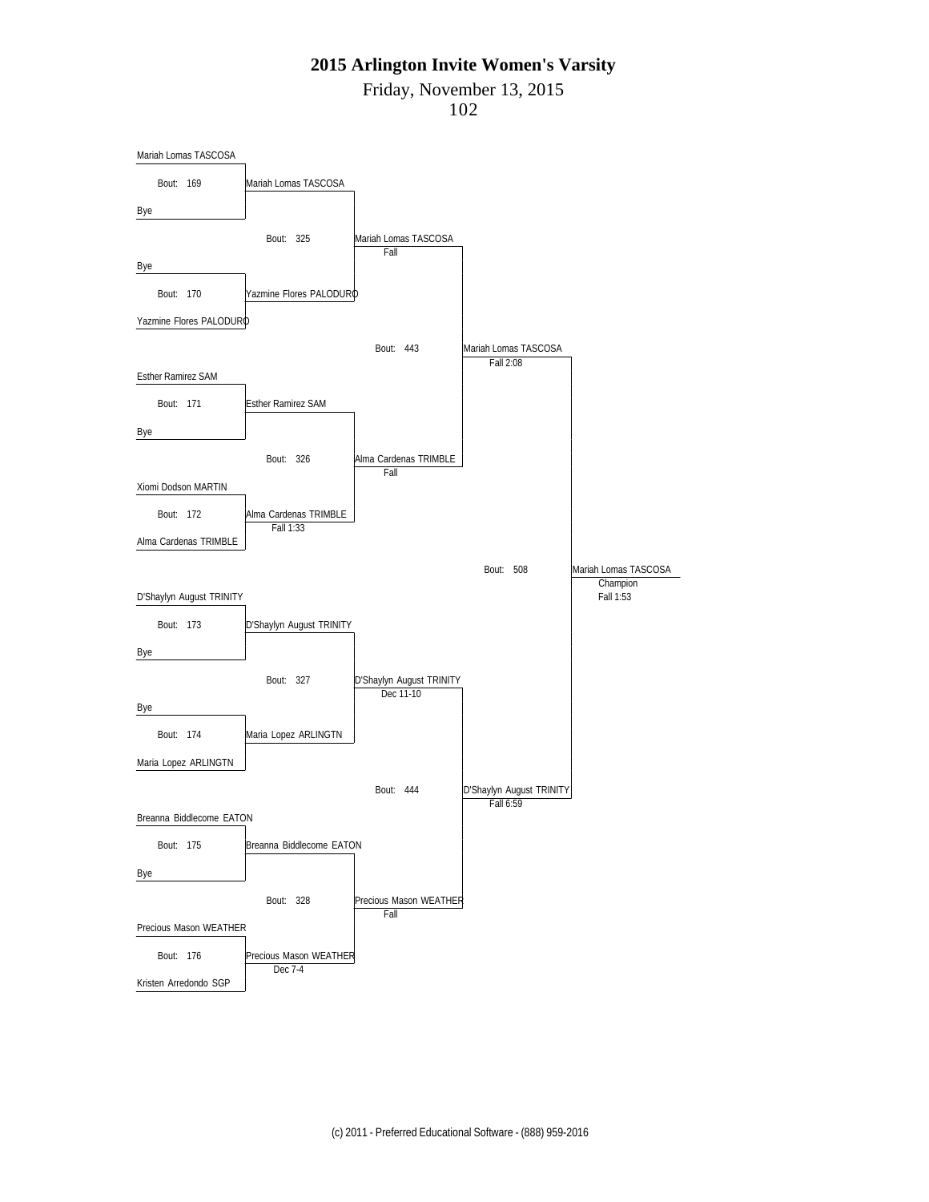# 2015 Arlington Invite Women's Varsity

Friday, November 13, 2015

102

## Round 1

| Bout | Wrestler 1 | Wrestler 2 | Winner | Result |
|---|---|---|---|---|
| 169 | Mariah Lomas TASCOSA | Bye | Mariah Lomas TASCOSA | |
| 170 | Bye | Yazmine Flores PALODURO | Yazmine Flores PALODURO | |
| 171 | Esther Ramirez SAM | Bye | Esther Ramirez SAM | |
| 172 | Xiomi Dodson MARTIN | Alma Cardenas TRIMBLE | Alma Cardenas TRIMBLE | Fall 1:33 |
| 173 | D'Shaylyn August TRINITY | Bye | D'Shaylyn August TRINITY | |
| 174 | Bye | Maria Lopez ARLINGTN | Maria Lopez ARLINGTN | |
| 175 | Breanna Biddlecome EATON | Bye | Breanna Biddlecome EATON | |
| 176 | Precious Mason WEATHER | Kristen Arredondo SGP | Precious Mason WEATHER | Dec 7-4 |

## Quarterfinals

| Bout | Winner | Result |
|---|---|---|
| 325 | Mariah Lomas TASCOSA | Fall |
| 326 | Alma Cardenas TRIMBLE | Fall |
| 327 | D'Shaylyn August TRINITY | Dec 11-10 |
| 328 | Precious Mason WEATHER | Fall |

## Semifinals

| Bout | Winner | Result |
|---|---|---|
| 443 | Mariah Lomas TASCOSA | Fall 2:08 |
| 444 | D'Shaylyn August TRINITY | Fall 6:59 |

## Final

| Bout | Winner | Result |
|---|---|---|
| 508 | Mariah Lomas TASCOSA (Champion) | Fall 1:53 |

(c) 2011 - Preferred Educational Software - (888) 959-2016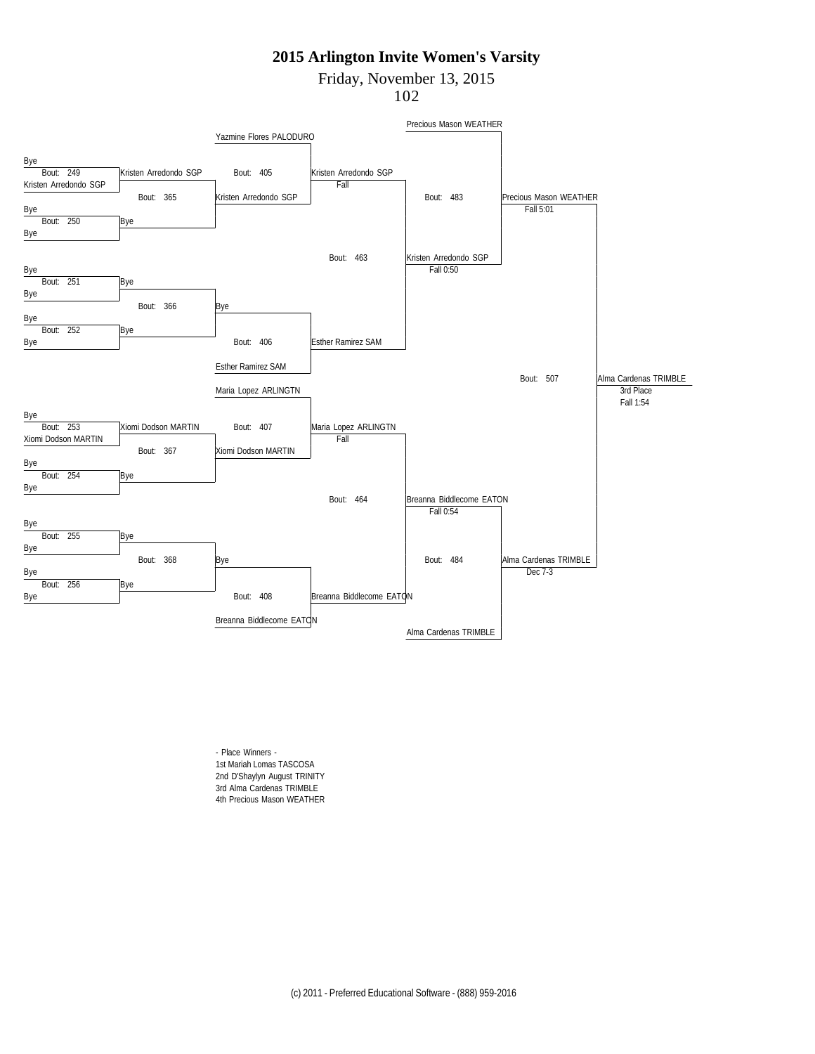# 2015 Arlington Invite Women's Varsity

Friday, November 13, 2015

102

**Consolation Bracket**

| Bout | Wrestler 1 | Wrestler 2 | Winner | Result |
|---|---|---|---|---|
| 249 | Bye | Kristen Arredondo SGP | Kristen Arredondo SGP | |
| 250 | Bye | Bye | Bye | |
| 251 | Bye | Bye | Bye | |
| 252 | Bye | Bye | Bye | |
| 253 | Bye | Xiomi Dodson MARTIN | Xiomi Dodson MARTIN | |
| 254 | Bye | Bye | Bye | |
| 255 | Bye | Bye | Bye | |
| 256 | Bye | Bye | Bye | |
| 365 | Kristen Arredondo SGP | Bye | Kristen Arredondo SGP | |
| 366 | Bye | Bye | Bye | |
| 367 | Xiomi Dodson MARTIN | Bye | Xiomi Dodson MARTIN | |
| 368 | Bye | Bye | Bye | |
| 405 | Yazmine Flores PALODURO | Kristen Arredondo SGP | Kristen Arredondo SGP | Fall |
| 406 | Bye | Esther Ramirez SAM | Esther Ramirez SAM | |
| 407 | Maria Lopez ARLINGTN | Xiomi Dodson MARTIN | Maria Lopez ARLINGTN | Fall |
| 408 | Bye | Breanna Biddlecome EATON | Breanna Biddlecome EATON | |
| 463 | Kristen Arredondo SGP | Esther Ramirez SAM | Kristen Arredondo SGP | Fall 0:50 |
| 464 | Maria Lopez ARLINGTN | Breanna Biddlecome EATON | Breanna Biddlecome EATON | Fall 0:54 |
| 483 | Precious Mason WEATHER | Kristen Arredondo SGP | Precious Mason WEATHER | Fall 5:01 |
| 484 | Breanna Biddlecome EATON | Alma Cardenas TRIMBLE | Alma Cardenas TRIMBLE | Dec 7-3 |
| 507 | Precious Mason WEATHER | Alma Cardenas TRIMBLE | Alma Cardenas TRIMBLE (3rd Place) | Fall 1:54 |

- Place Winners -

1st Mariah Lomas TASCOSA
2nd D'Shaylyn August TRINITY
3rd Alma Cardenas TRIMBLE
4th Precious Mason WEATHER

(c) 2011 - Preferred Educational Software - (888) 959-2016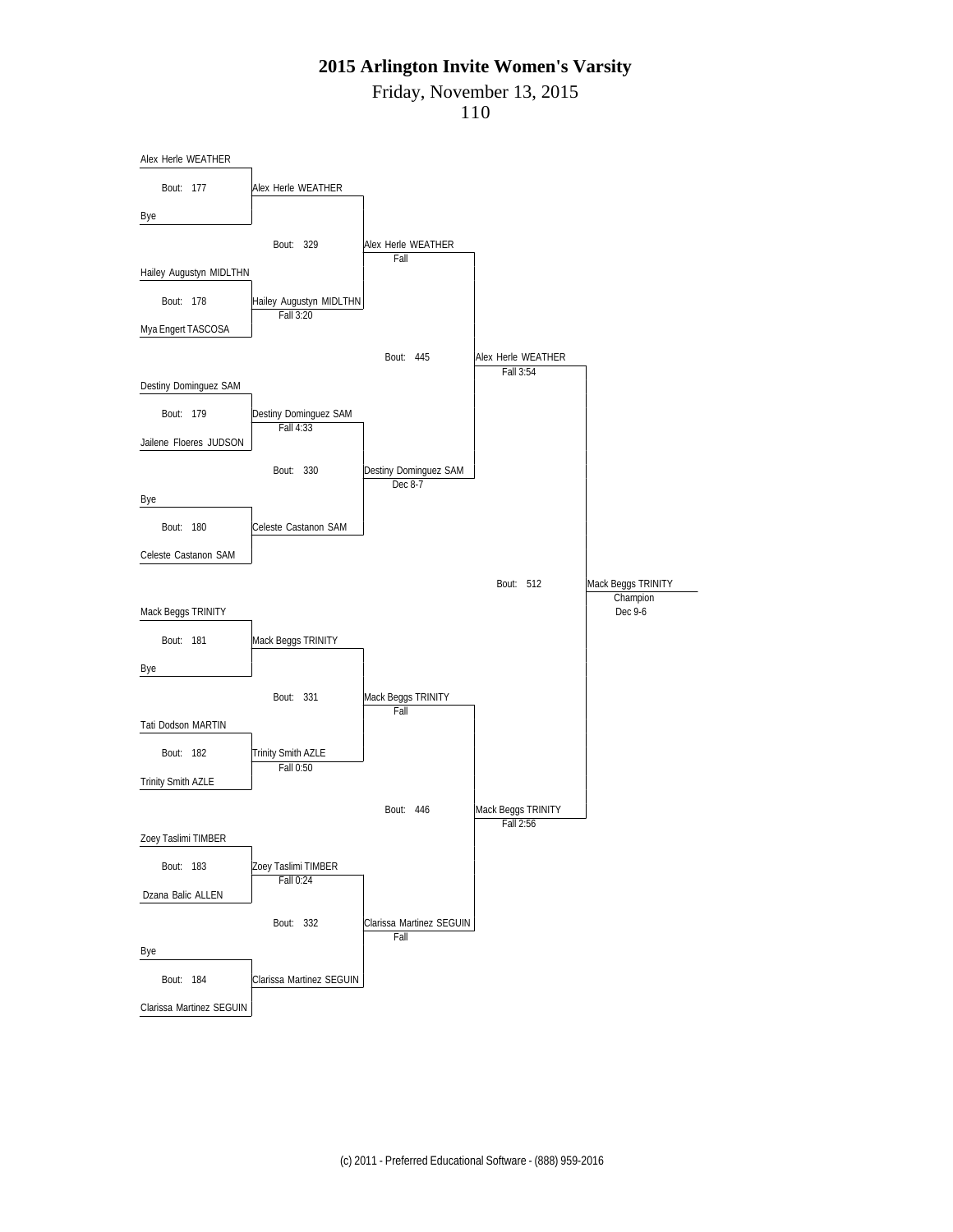# 2015 Arlington Invite Women's Varsity

Friday, November 13, 2015

110

## First Round

| Bout | Wrestler 1 | Wrestler 2 | Winner | Result |
|---|---|---|---|---|
| 177 | Alex Herle WEATHER | Bye | Alex Herle WEATHER | |
| 178 | Hailey Augustyn MIDLTHN | Mya Engert TASCOSA | Hailey Augustyn MIDLTHN | Fall 3:20 |
| 179 | Destiny Dominguez SAM | Jailene Floeres JUDSON | Destiny Dominguez SAM | Fall 4:33 |
| 180 | Bye | Celeste Castanon SAM | Celeste Castanon SAM | |
| 181 | Mack Beggs TRINITY | Bye | Mack Beggs TRINITY | |
| 182 | Tati Dodson MARTIN | Trinity Smith AZLE | Trinity Smith AZLE | Fall 0:50 |
| 183 | Zoey Taslimi TIMBER | Dzana Balic ALLEN | Zoey Taslimi TIMBER | Fall 0:24 |
| 184 | Bye | Clarissa Martinez SEGUIN | Clarissa Martinez SEGUIN | |

## Quarterfinals

| Bout | Winner | Result |
|---|---|---|
| 329 | Alex Herle WEATHER | Fall |
| 330 | Destiny Dominguez SAM | Dec 8-7 |
| 331 | Mack Beggs TRINITY | Fall |
| 332 | Clarissa Martinez SEGUIN | Fall |

## Semifinals

| Bout | Winner | Result |
|---|---|---|
| 445 | Alex Herle WEATHER | Fall 3:54 |
| 446 | Mack Beggs TRINITY | Fall 2:56 |

## Final

| Bout | Winner | Result |
|---|---|---|
| 512 | Mack Beggs TRINITY — Champion | Dec 9-6 |

(c) 2011 - Preferred Educational Software - (888) 959-2016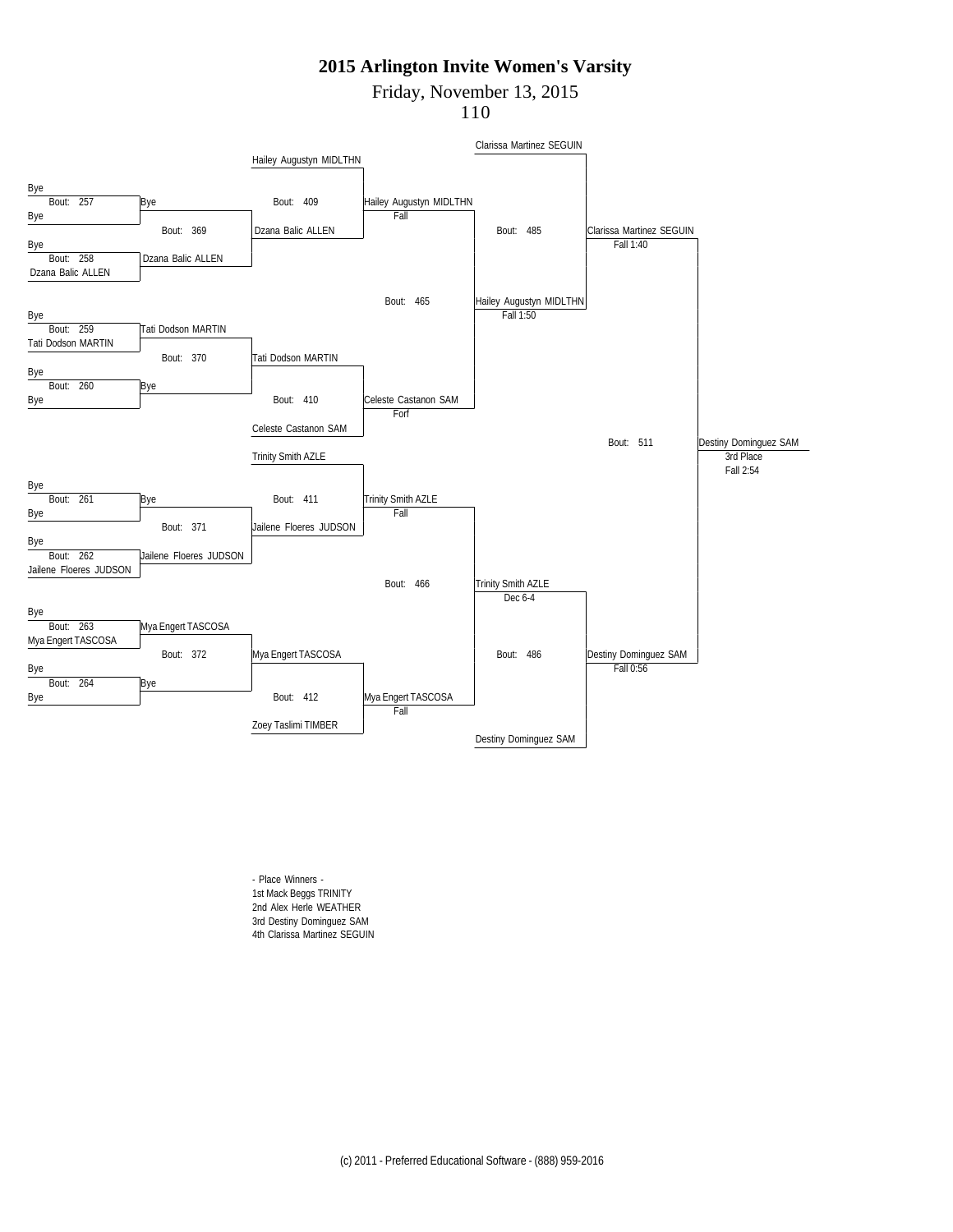# 2015 Arlington Invite Women's Varsity

Friday, November 13, 2015

110

**First Round**

| Bout | Wrestler 1 | Wrestler 2 | Winner |
| --- | --- | --- | --- |
| 257 | Bye | Bye | Bye |
| 258 | Bye | Dzana Balic ALLEN | Dzana Balic ALLEN |
| 259 | Bye | Tati Dodson MARTIN | Tati Dodson MARTIN |
| 260 | Bye | Bye | Bye |
| 261 | Bye | Bye | Bye |
| 262 | Bye | Jailene Floeres JUDSON | Jailene Floeres JUDSON |
| 263 | Bye | Mya Engert TASCOSA | Mya Engert TASCOSA |
| 264 | Bye | Bye | Bye |

**Second Round**

| Bout | Winner |
| --- | --- |
| 369 | Dzana Balic ALLEN |
| 370 | Tati Dodson MARTIN |
| 371 | Jailene Floeres JUDSON |
| 372 | Mya Engert TASCOSA |

**Third Round**

| Bout | Wrestler 1 | Wrestler 2 | Winner | Result |
| --- | --- | --- | --- | --- |
| 409 | Hailey Augustyn MIDLTHN | Dzana Balic ALLEN | Hailey Augustyn MIDLTHN | Fall |
| 410 | Tati Dodson MARTIN | Celeste Castanon SAM | Celeste Castanon SAM | Forf |
| 411 | Trinity Smith AZLE | Jailene Floeres JUDSON | Trinity Smith AZLE | Fall |
| 412 | Mya Engert TASCOSA | Zoey Taslimi TIMBER | Mya Engert TASCOSA | Fall |

**Fourth Round**

| Bout | Wrestler 1 | Wrestler 2 | Winner | Result |
| --- | --- | --- | --- | --- |
| 465 | Hailey Augustyn MIDLTHN | Celeste Castanon SAM | Hailey Augustyn MIDLTHN | Fall 1:50 |
| 466 | Trinity Smith AZLE | Mya Engert TASCOSA | Trinity Smith AZLE | Dec 6-4 |

**Fifth Round**

| Bout | Wrestler 1 | Wrestler 2 | Winner | Result |
| --- | --- | --- | --- | --- |
| 485 | Clarissa Martinez SEGUIN | Hailey Augustyn MIDLTHN | Clarissa Martinez SEGUIN | Fall 1:40 |
| 486 | Trinity Smith AZLE | Destiny Dominguez SAM | Destiny Dominguez SAM | Fall 0:56 |

**3rd Place**

| Bout | Wrestler 1 | Wrestler 2 | Winner | Result |
| --- | --- | --- | --- | --- |
| 511 | Clarissa Martinez SEGUIN | Destiny Dominguez SAM | Destiny Dominguez SAM (3rd Place) | Fall 2:54 |

- Place Winners -

1st Mack Beggs TRINITY

2nd Alex Herle WEATHER

3rd Destiny Dominguez SAM

4th Clarissa Martinez SEGUIN

(c) 2011 - Preferred Educational Software - (888) 959-2016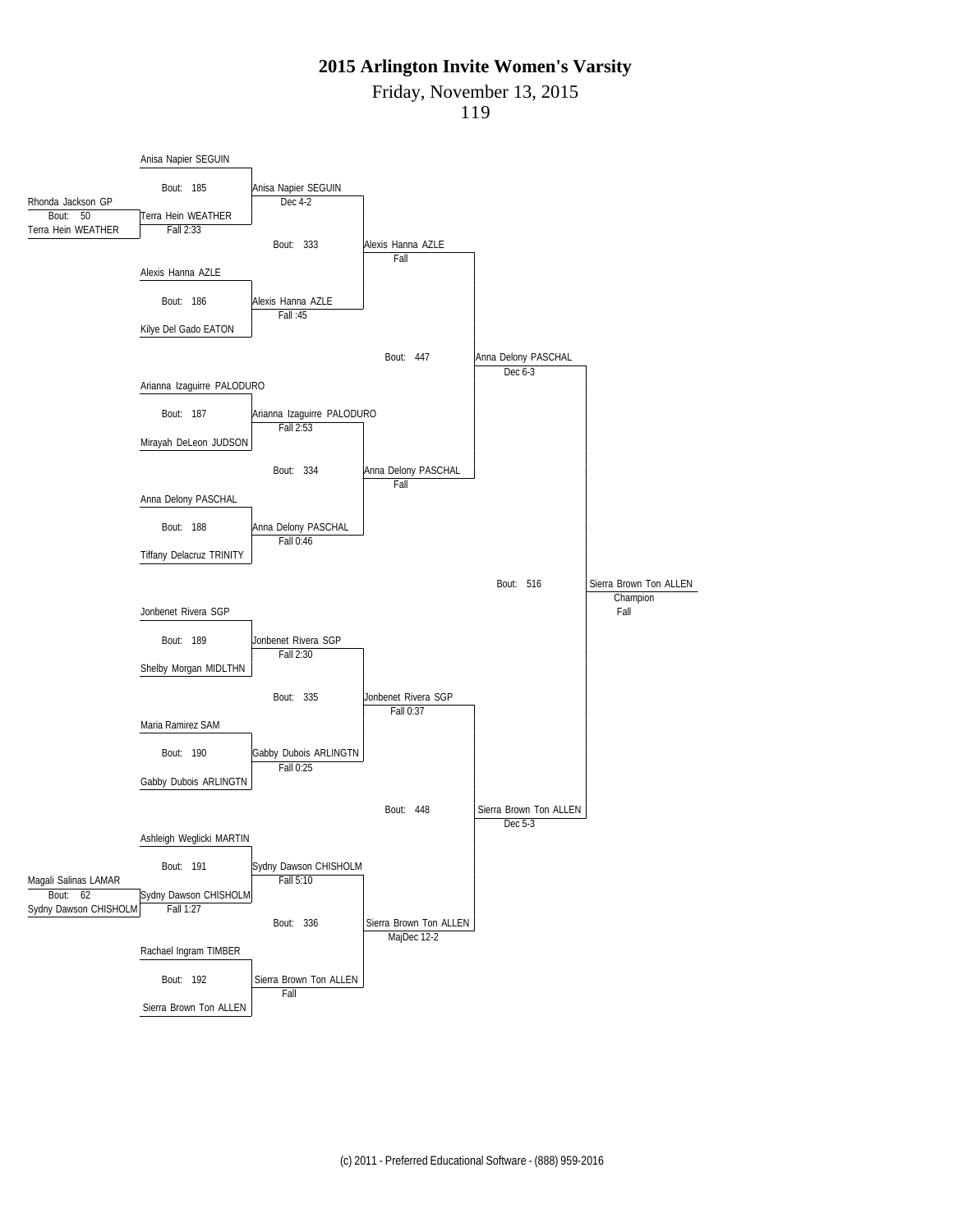# 2015 Arlington Invite Women's Varsity

Friday, November 13, 2015

119

**Preliminary Round**

- Bout 50: Rhonda Jackson GP vs. Terra Hein WEATHER — Terra Hein WEATHER, Fall 2:33
- Bout 62: Magali Salinas LAMAR vs. Sydny Dawson CHISHOLM — Sydny Dawson CHISHOLM, Fall 1:27

**First Round**

- Bout 185: Anisa Napier SEGUIN vs. Terra Hein WEATHER — Anisa Napier SEGUIN, Dec 4-2
- Bout 186: Alexis Hanna AZLE vs. Kilye Del Gado EATON — Alexis Hanna AZLE, Fall :45
- Bout 187: Arianna Izaguirre PALODURO vs. Mirayah DeLeon JUDSON — Arianna Izaguirre PALODURO, Fall 2:53
- Bout 188: Anna Delony PASCHAL vs. Tiffany Delacruz TRINITY — Anna Delony PASCHAL, Fall 0:46
- Bout 189: Jonbenet Rivera SGP vs. Shelby Morgan MIDLTHN — Jonbenet Rivera SGP, Fall 2:30
- Bout 190: Maria Ramirez SAM vs. Gabby Dubois ARLINGTN — Gabby Dubois ARLINGTN, Fall 0:25
- Bout 191: Ashleigh Weglicki MARTIN vs. Sydny Dawson CHISHOLM — Sydny Dawson CHISHOLM, Fall 5:10
- Bout 192: Rachael Ingram TIMBER vs. Sierra Brown Ton ALLEN — Sierra Brown Ton ALLEN, Fall

**Quarterfinals**

- Bout 333: Anisa Napier SEGUIN vs. Alexis Hanna AZLE — Alexis Hanna AZLE, Fall
- Bout 334: Arianna Izaguirre PALODURO vs. Anna Delony PASCHAL — Anna Delony PASCHAL, Fall
- Bout 335: Jonbenet Rivera SGP vs. Gabby Dubois ARLINGTN — Jonbenet Rivera SGP, Fall 0:37
- Bout 336: Sydny Dawson CHISHOLM vs. Sierra Brown Ton ALLEN — Sierra Brown Ton ALLEN, MajDec 12-2

**Semifinals**

- Bout 447: Alexis Hanna AZLE vs. Anna Delony PASCHAL — Anna Delony PASCHAL, Dec 6-3
- Bout 448: Jonbenet Rivera SGP vs. Sierra Brown Ton ALLEN — Sierra Brown Ton ALLEN, Dec 5-3

**Final**

- Bout 516: Anna Delony PASCHAL vs. Sierra Brown Ton ALLEN — Sierra Brown Ton ALLEN, Champion, Fall

(c) 2011 - Preferred Educational Software - (888) 959-2016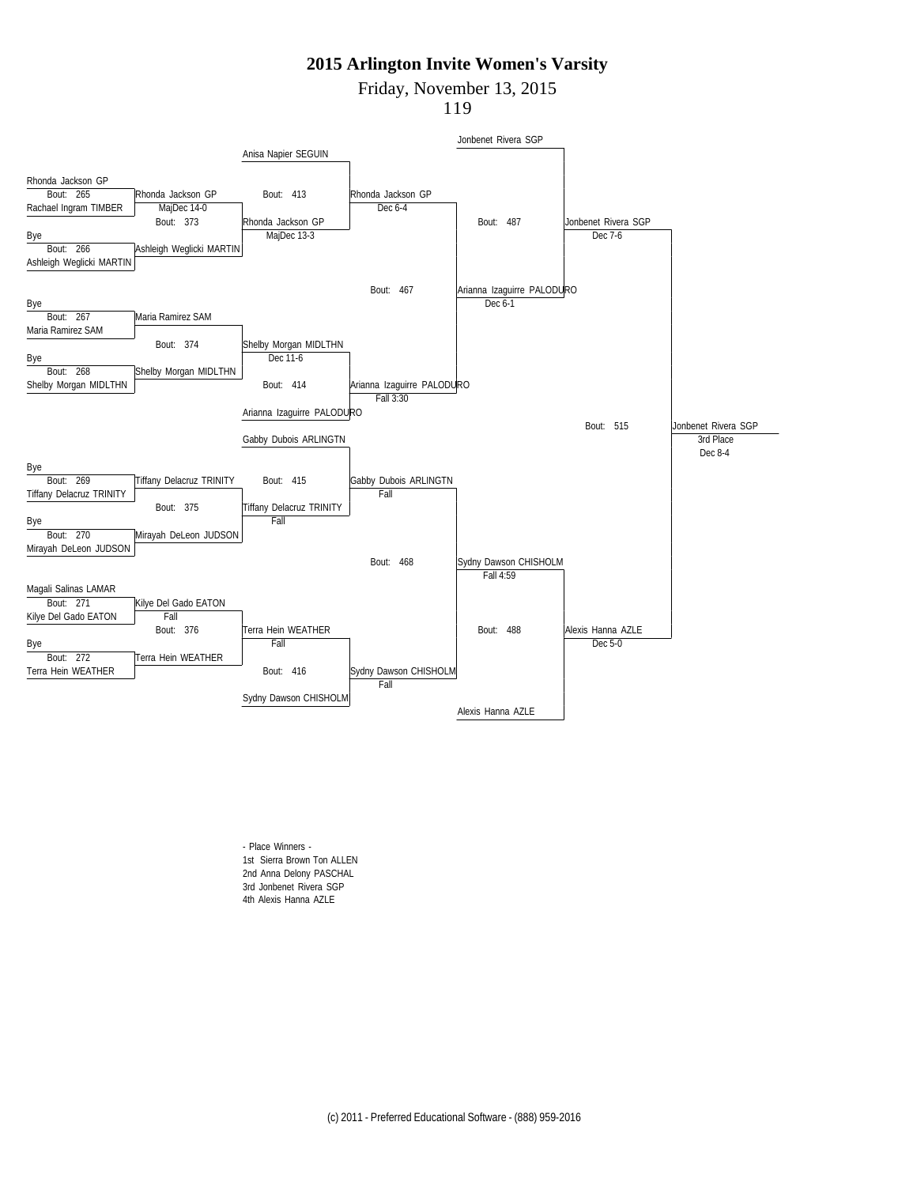# 2015 Arlington Invite Women's Varsity

Friday, November 13, 2015

119

**Round 1**

- Bout: 265 — Rhonda Jackson GP vs Rachael Ingram TIMBER → Rhonda Jackson GP, MajDec 14-0
- Bout: 266 — Bye vs Ashleigh Weglicki MARTIN → Ashleigh Weglicki MARTIN
- Bout: 267 — Bye vs Maria Ramirez SAM → Maria Ramirez SAM
- Bout: 268 — Bye vs Shelby Morgan MIDLTHN → Shelby Morgan MIDLTHN
- Bout: 269 — Bye vs Tiffany Delacruz TRINITY → Tiffany Delacruz TRINITY
- Bout: 270 — Bye vs Mirayah DeLeon JUDSON → Mirayah DeLeon JUDSON
- Bout: 271 — Magali Salinas LAMAR vs Kilye Del Gado EATON → Kilye Del Gado EATON, Fall
- Bout: 272 — Bye vs Terra Hein WEATHER → Terra Hein WEATHER

**Round 2**

- Bout: 373 — Rhonda Jackson GP vs Ashleigh Weglicki MARTIN → Rhonda Jackson GP, MajDec 13-3
- Bout: 374 — Maria Ramirez SAM vs Shelby Morgan MIDLTHN → Shelby Morgan MIDLTHN, Dec 11-6
- Bout: 375 — Tiffany Delacruz TRINITY vs Mirayah DeLeon JUDSON → Tiffany Delacruz TRINITY, Fall
- Bout: 376 — Kilye Del Gado EATON vs Terra Hein WEATHER → Terra Hein WEATHER, Fall

**Round 3**

- Bout: 413 — Anisa Napier SEGUIN vs Rhonda Jackson GP → Rhonda Jackson GP, Dec 6-4
- Bout: 414 — Shelby Morgan MIDLTHN vs Arianna Izaguirre PALODURO → Arianna Izaguirre PALODURO, Fall 3:30
- Bout: 415 — Gabby Dubois ARLINGTN vs Tiffany Delacruz TRINITY → Gabby Dubois ARLINGTN, Fall
- Bout: 416 — Terra Hein WEATHER vs Sydny Dawson CHISHOLM → Sydny Dawson CHISHOLM, Fall

**Round 4**

- Bout: 467 — Rhonda Jackson GP vs Arianna Izaguirre PALODURO → Arianna Izaguirre PALODURO, Dec 6-1
- Bout: 468 — Gabby Dubois ARLINGTN vs Sydny Dawson CHISHOLM → Sydny Dawson CHISHOLM, Fall 4:59

**Round 5**

- Bout: 487 — Jonbenet Rivera SGP vs Arianna Izaguirre PALODURO → Jonbenet Rivera SGP, Dec 7-6
- Bout: 488 — Sydny Dawson CHISHOLM vs Alexis Hanna AZLE → Alexis Hanna AZLE, Dec 5-0

**3rd Place**

- Bout: 515 — Jonbenet Rivera SGP vs Alexis Hanna AZLE → Jonbenet Rivera SGP, 3rd Place, Dec 8-4

- Place Winners -

1st Sierra Brown Ton ALLEN
2nd Anna Delony PASCHAL
3rd Jonbenet Rivera SGP
4th Alexis Hanna AZLE

(c) 2011 - Preferred Educational Software - (888) 959-2016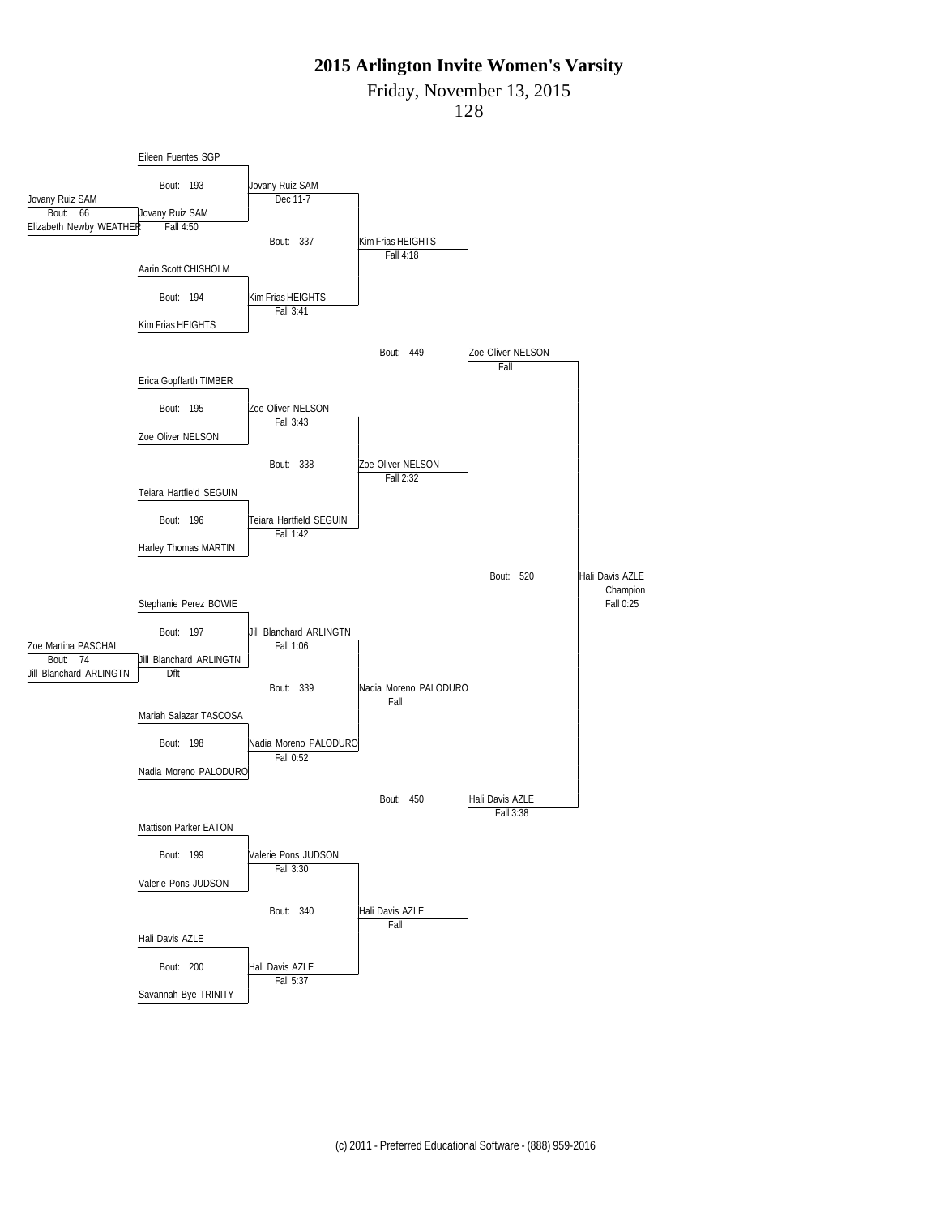# 2015 Arlington Invite Women's Varsity

Friday, November 13, 2015

128

**Preliminary Round**

- Bout: 66 — Jovany Ruiz SAM vs Elizabeth Newby WEATHER — Winner: Jovany Ruiz SAM, Fall 4:50
- Bout: 74 — Zoe Martina PASCHAL vs Jill Blanchard ARLINGTN — Winner: Jill Blanchard ARLINGTN, Dflt

**First Round**

- Bout: 193 — Eileen Fuentes SGP vs Jovany Ruiz SAM — Winner: Jovany Ruiz SAM, Dec 11-7
- Bout: 194 — Aarin Scott CHISHOLM vs Kim Frias HEIGHTS — Winner: Kim Frias HEIGHTS, Fall 3:41
- Bout: 195 — Erica Gopffarth TIMBER vs Zoe Oliver NELSON — Winner: Zoe Oliver NELSON, Fall 3:43
- Bout: 196 — Teiara Hartfield SEGUIN vs Harley Thomas MARTIN — Winner: Teiara Hartfield SEGUIN, Fall 1:42
- Bout: 197 — Stephanie Perez BOWIE vs Jill Blanchard ARLINGTN — Winner: Jill Blanchard ARLINGTN, Fall 1:06
- Bout: 198 — Mariah Salazar TASCOSA vs Nadia Moreno PALODURO — Winner: Nadia Moreno PALODURO, Fall 0:52
- Bout: 199 — Mattison Parker EATON vs Valerie Pons JUDSON — Winner: Valerie Pons JUDSON, Fall 3:30
- Bout: 200 — Hali Davis AZLE vs Savannah Bye TRINITY — Winner: Hali Davis AZLE, Fall 5:37

**Quarterfinals**

- Bout: 337 — Jovany Ruiz SAM vs Kim Frias HEIGHTS — Winner: Kim Frias HEIGHTS, Fall 4:18
- Bout: 338 — Zoe Oliver NELSON vs Teiara Hartfield SEGUIN — Winner: Zoe Oliver NELSON, Fall 2:32
- Bout: 339 — Jill Blanchard ARLINGTN vs Nadia Moreno PALODURO — Winner: Nadia Moreno PALODURO, Fall
- Bout: 340 — Valerie Pons JUDSON vs Hali Davis AZLE — Winner: Hali Davis AZLE, Fall

**Semifinals**

- Bout: 449 — Kim Frias HEIGHTS vs Zoe Oliver NELSON — Winner: Zoe Oliver NELSON, Fall
- Bout: 450 — Nadia Moreno PALODURO vs Hali Davis AZLE — Winner: Hali Davis AZLE, Fall 3:38

**Final**

- Bout: 520 — Zoe Oliver NELSON vs Hali Davis AZLE — Winner: Hali Davis AZLE, Champion, Fall 0:25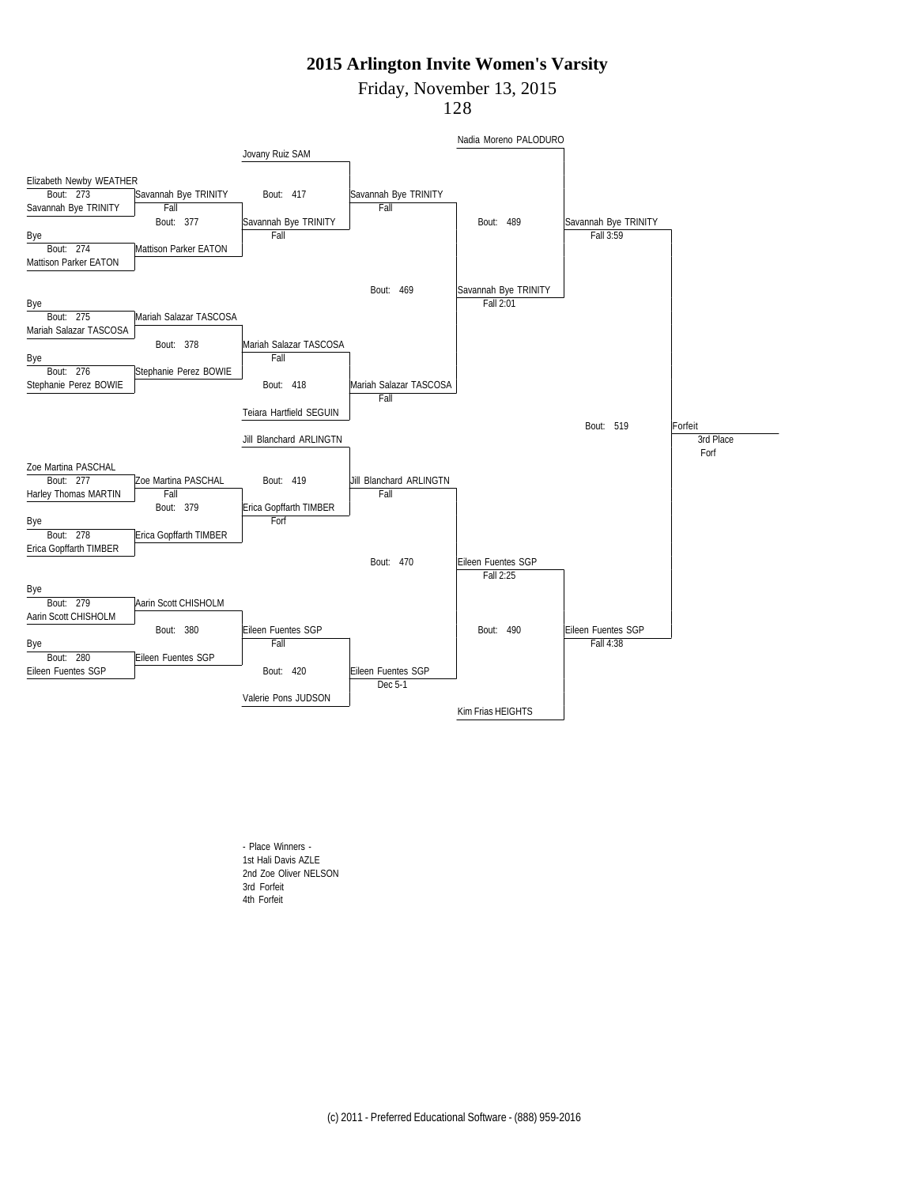# 2015 Arlington Invite Women's Varsity

Friday, November 13, 2015

128

## Consolation Bracket

**Round 1 (Bouts 273–280)**

- Bout: 273 — Elizabeth Newby WEATHER vs. Savannah Bye TRINITY → Savannah Bye TRINITY (Fall)
- Bout: 274 — Bye vs. Mattison Parker EATON → Mattison Parker EATON
- Bout: 275 — Bye vs. Mariah Salazar TASCOSA → Mariah Salazar TASCOSA
- Bout: 276 — Bye vs. Stephanie Perez BOWIE → Stephanie Perez BOWIE
- Bout: 277 — Zoe Martina PASCHAL vs. Harley Thomas MARTIN → Zoe Martina PASCHAL (Fall)
- Bout: 278 — Bye vs. Erica Gopffarth TIMBER → Erica Gopffarth TIMBER
- Bout: 279 — Bye vs. Aarin Scott CHISHOLM → Aarin Scott CHISHOLM
- Bout: 280 — Bye vs. Eileen Fuentes SGP → Eileen Fuentes SGP

**Round 2 (Bouts 377–380)**

- Bout: 377 — Savannah Bye TRINITY vs. Mattison Parker EATON → Savannah Bye TRINITY (Fall)
- Bout: 378 — Mariah Salazar TASCOSA vs. Stephanie Perez BOWIE → Mariah Salazar TASCOSA (Fall)
- Bout: 379 — Zoe Martina PASCHAL vs. Erica Gopffarth TIMBER → Erica Gopffarth TIMBER (Forf)
- Bout: 380 — Aarin Scott CHISHOLM vs. Eileen Fuentes SGP → Eileen Fuentes SGP (Fall)

**Round 3 (Bouts 417–420)**

- Bout: 417 — Jovany Ruiz SAM vs. Savannah Bye TRINITY → Savannah Bye TRINITY (Fall)
- Bout: 418 — Mariah Salazar TASCOSA vs. Teiara Hartfield SEGUIN → Mariah Salazar TASCOSA (Fall)
- Bout: 419 — Jill Blanchard ARLINGTN vs. Erica Gopffarth TIMBER → Jill Blanchard ARLINGTN (Fall)
- Bout: 420 — Eileen Fuentes SGP vs. Valerie Pons JUDSON → Eileen Fuentes SGP (Dec 5-1)

**Round 4 (Bouts 469–470)**

- Bout: 469 — Savannah Bye TRINITY vs. Mariah Salazar TASCOSA → Savannah Bye TRINITY (Fall 2:01)
- Bout: 470 — Jill Blanchard ARLINGTN vs. Eileen Fuentes SGP → Eileen Fuentes SGP (Fall 2:25)

**Round 5 (Bouts 489–490)**

- Bout: 489 — Nadia Moreno PALODURO vs. Savannah Bye TRINITY → Savannah Bye TRINITY (Fall 3:59)
- Bout: 490 — Eileen Fuentes SGP vs. Kim Frias HEIGHTS → Eileen Fuentes SGP (Fall 4:38)

**3rd Place (Bout 519)**

- Bout: 519 — Savannah Bye TRINITY vs. Eileen Fuentes SGP → Forfeit, 3rd Place (Forf)

## - Place Winners -

1st Hali Davis AZLE
2nd Zoe Oliver NELSON
3rd Forfeit
4th Forfeit

(c) 2011 - Preferred Educational Software - (888) 959-2016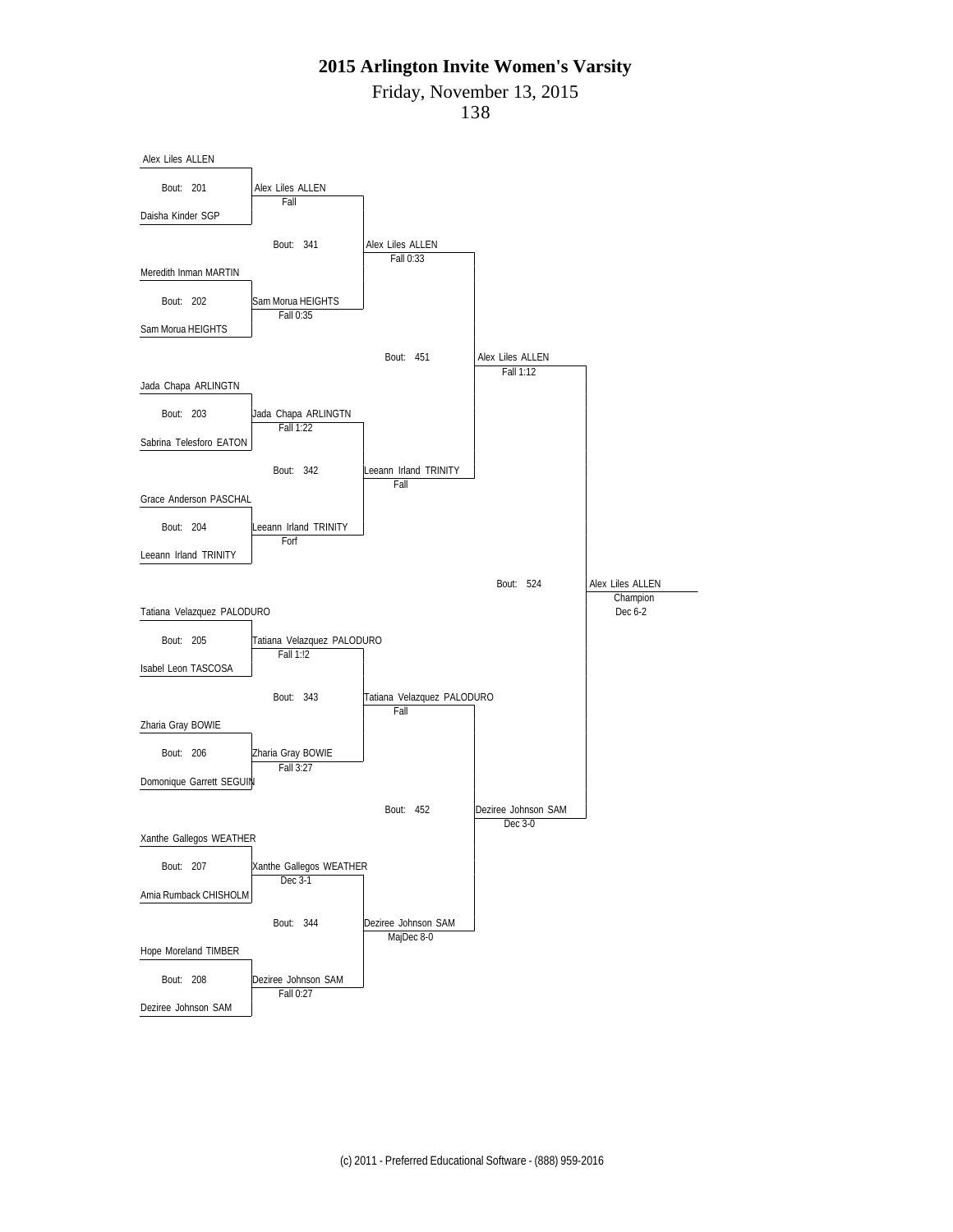# 2015 Arlington Invite Women's Varsity

Friday, November 13, 2015

138

## First Round

| Bout | Wrestler 1 | Wrestler 2 | Winner | Result |
|---|---|---|---|---|
| 201 | Alex Liles ALLEN | Daisha Kinder SGP | Alex Liles ALLEN | Fall |
| 202 | Meredith Inman MARTIN | Sam Morua HEIGHTS | Sam Morua HEIGHTS | Fall 0:35 |
| 203 | Jada Chapa ARLINGTN | Sabrina Telesforo EATON | Jada Chapa ARLINGTN | Fall 1:22 |
| 204 | Grace Anderson PASCHAL | Leeann Irland TRINITY | Leeann Irland TRINITY | Forf |
| 205 | Tatiana Velazquez PALODURO | Isabel Leon TASCOSA | Tatiana Velazquez PALODURO | Fall 1:!2 |
| 206 | Zharia Gray BOWIE | Domonique Garrett SEGUIN | Zharia Gray BOWIE | Fall 3:27 |
| 207 | Xanthe Gallegos WEATHER | Amia Rumback CHISHOLM | Xanthe Gallegos WEATHER | Dec 3-1 |
| 208 | Hope Moreland TIMBER | Deziree Johnson SAM | Deziree Johnson SAM | Fall 0:27 |

## Quarterfinals

| Bout | Winner | Result |
|---|---|---|
| 341 | Alex Liles ALLEN | Fall 0:33 |
| 342 | Leeann Irland TRINITY | Fall |
| 343 | Tatiana Velazquez PALODURO | Fall |
| 344 | Deziree Johnson SAM | MajDec 8-0 |

## Semifinals

| Bout | Winner | Result |
|---|---|---|
| 451 | Alex Liles ALLEN | Fall 1:12 |
| 452 | Deziree Johnson SAM | Dec 3-0 |

## Final

| Bout | Winner | Result |
|---|---|---|
| 524 | Alex Liles ALLEN (Champion) | Dec 6-2 |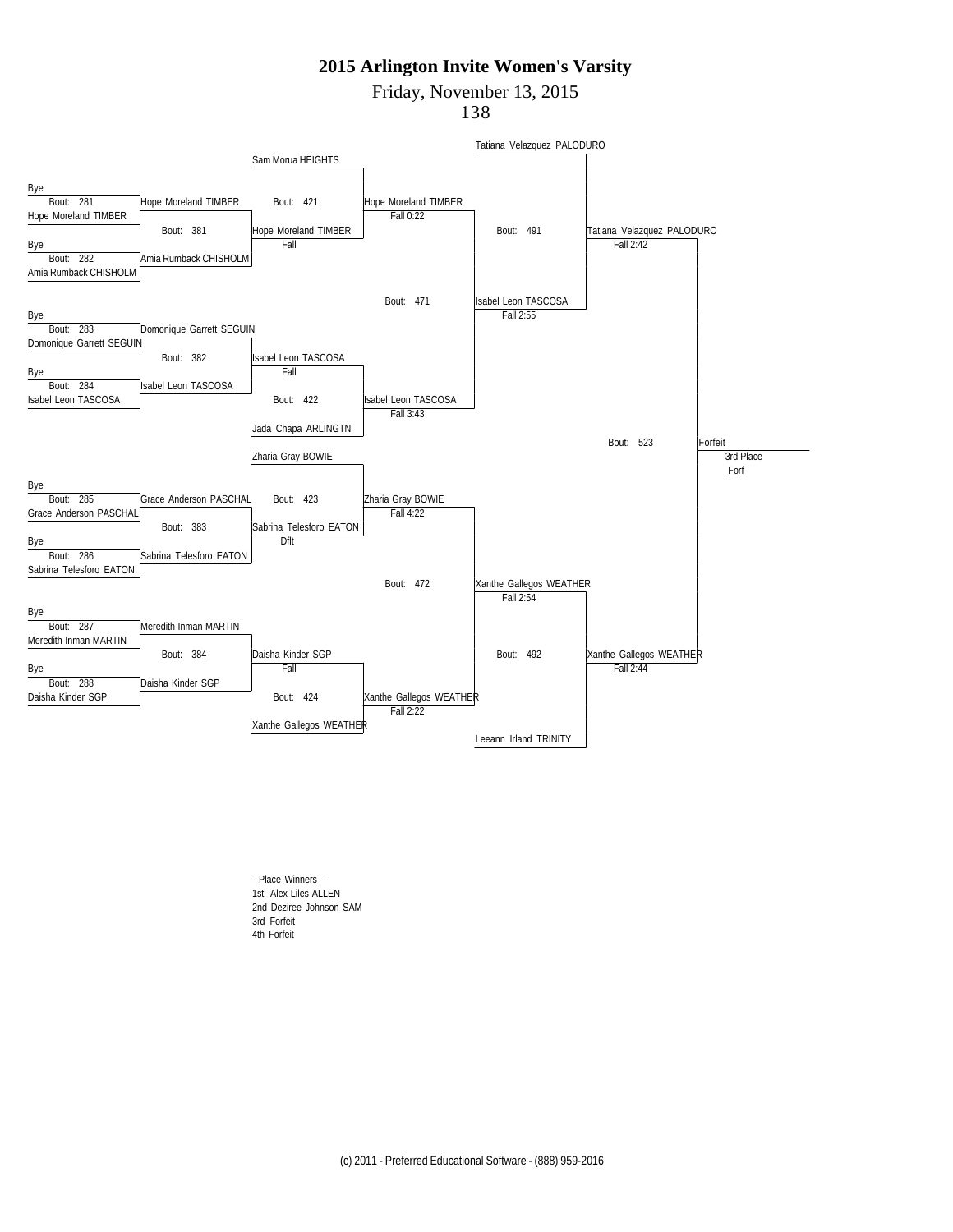# 2015 Arlington Invite Women's Varsity

Friday, November 13, 2015

138

| Round | Bout | Wrestler 1 | Wrestler 2 | Winner | Result |
|---|---|---|---|---|---|
| 1 | 281 | Bye | Hope Moreland TIMBER | Hope Moreland TIMBER | |
| 1 | 282 | Bye | Amia Rumback CHISHOLM | Amia Rumback CHISHOLM | |
| 1 | 283 | Bye | Domonique Garrett SEGUIN | Domonique Garrett SEGUIN | |
| 1 | 284 | Bye | Isabel Leon TASCOSA | Isabel Leon TASCOSA | |
| 1 | 285 | Bye | Grace Anderson PASCHAL | Grace Anderson PASCHAL | |
| 1 | 286 | Bye | Sabrina Telesforo EATON | Sabrina Telesforo EATON | |
| 1 | 287 | Bye | Meredith Inman MARTIN | Meredith Inman MARTIN | |
| 1 | 288 | Bye | Daisha Kinder SGP | Daisha Kinder SGP | |
| 2 | 381 | Hope Moreland TIMBER | Amia Rumback CHISHOLM | Hope Moreland TIMBER | Fall |
| 2 | 382 | Domonique Garrett SEGUIN | Isabel Leon TASCOSA | Isabel Leon TASCOSA | Fall |
| 2 | 383 | Grace Anderson PASCHAL | Sabrina Telesforo EATON | Sabrina Telesforo EATON | Dflt |
| 2 | 384 | Meredith Inman MARTIN | Daisha Kinder SGP | Daisha Kinder SGP | Fall |
| 3 | 421 | Sam Morua HEIGHTS | Hope Moreland TIMBER | Hope Moreland TIMBER | Fall 0:22 |
| 3 | 422 | Isabel Leon TASCOSA | Jada Chapa ARLINGTN | Isabel Leon TASCOSA | Fall 3:43 |
| 3 | 423 | Zharia Gray BOWIE | Sabrina Telesforo EATON | Zharia Gray BOWIE | Fall 4:22 |
| 3 | 424 | Daisha Kinder SGP | Xanthe Gallegos WEATHER | Xanthe Gallegos WEATHER | Fall 2:22 |
| 4 | 471 | Hope Moreland TIMBER | Isabel Leon TASCOSA | Isabel Leon TASCOSA | Fall 2:55 |
| 4 | 472 | Zharia Gray BOWIE | Xanthe Gallegos WEATHER | Xanthe Gallegos WEATHER | Fall 2:54 |
| 5 | 491 | Tatiana Velazquez PALODURO | Isabel Leon TASCOSA | Tatiana Velazquez PALODURO | Fall 2:42 |
| 5 | 492 | Xanthe Gallegos WEATHER | Leeann Irland TRINITY | Xanthe Gallegos WEATHER | Fall 2:44 |
| 3rd Place | 523 | Tatiana Velazquez PALODURO | Xanthe Gallegos WEATHER | Forfeit | Forf |

- Place Winners -

1st Alex Liles ALLEN

2nd Deziree Johnson SAM

3rd Forfeit

4th Forfeit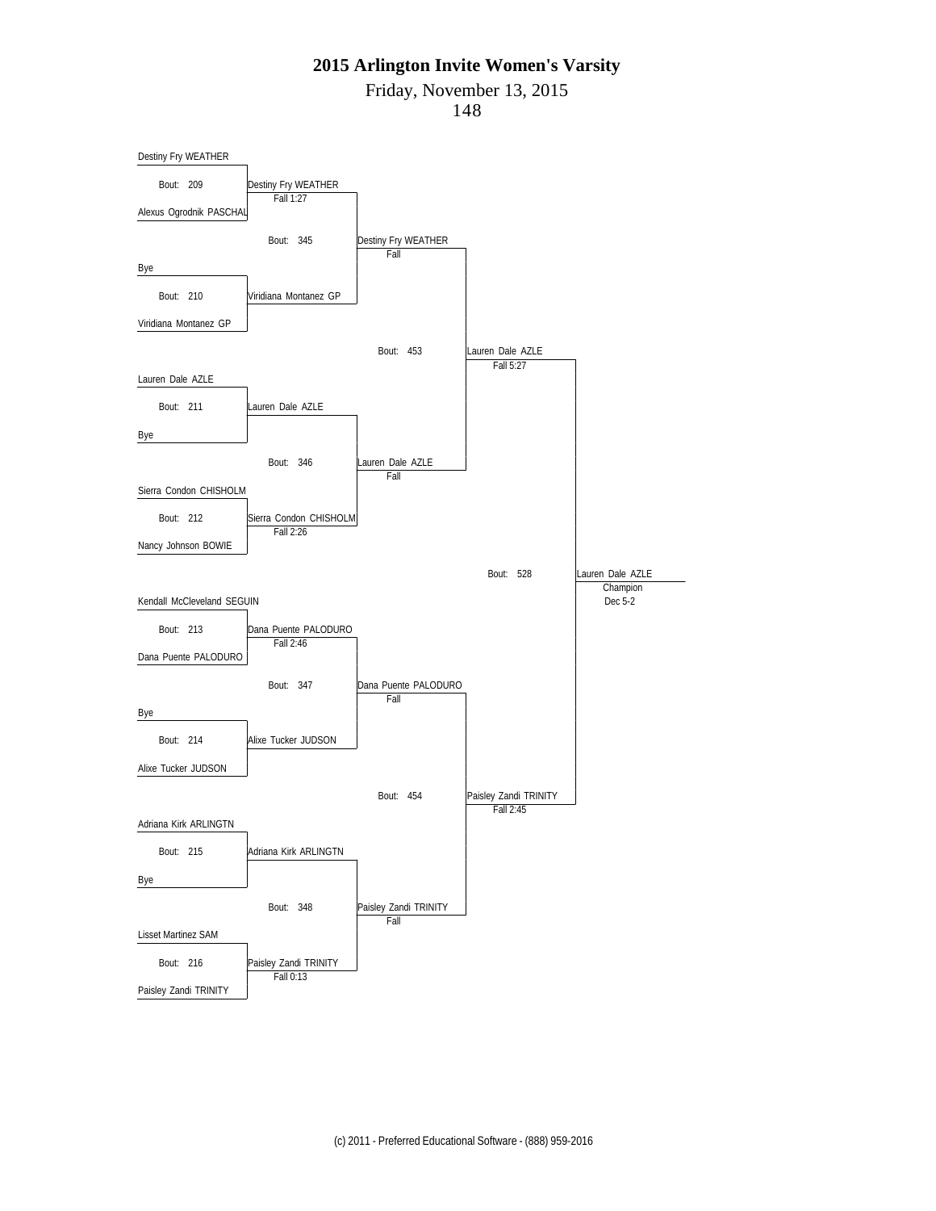# 2015 Arlington Invite Women's Varsity

Friday, November 13, 2015

148

## First Round

| Bout | Wrestler 1 | Wrestler 2 | Winner | Result |
| --- | --- | --- | --- | --- |
| 209 | Destiny Fry WEATHER | Alexus Ogrodnik PASCHAL | Destiny Fry WEATHER | Fall 1:27 |
| 210 | Bye | Viridiana Montanez GP | Viridiana Montanez GP | |
| 211 | Lauren Dale AZLE | Bye | Lauren Dale AZLE | |
| 212 | Sierra Condon CHISHOLM | Nancy Johnson BOWIE | Sierra Condon CHISHOLM | Fall 2:26 |
| 213 | Kendall McCleveland SEGUIN | Dana Puente PALODURO | Dana Puente PALODURO | Fall 2:46 |
| 214 | Bye | Alixe Tucker JUDSON | Alixe Tucker JUDSON | |
| 215 | Adriana Kirk ARLINGTN | Bye | Adriana Kirk ARLINGTN | |
| 216 | Lisset Martinez SAM | Paisley Zandi TRINITY | Paisley Zandi TRINITY | Fall 0:13 |

## Second Round

| Bout | Winner | Result |
| --- | --- | --- |
| 345 | Destiny Fry WEATHER | Fall |
| 346 | Lauren Dale AZLE | Fall |
| 347 | Dana Puente PALODURO | Fall |
| 348 | Paisley Zandi TRINITY | Fall |

## Semifinals

| Bout | Winner | Result |
| --- | --- | --- |
| 453 | Lauren Dale AZLE | Fall 5:27 |
| 454 | Paisley Zandi TRINITY | Fall 2:45 |

## Final

| Bout | Winner | Result |
| --- | --- | --- |
| 528 | Lauren Dale AZLE | Champion Dec 5-2 |

(c) 2011 - Preferred Educational Software - (888) 959-2016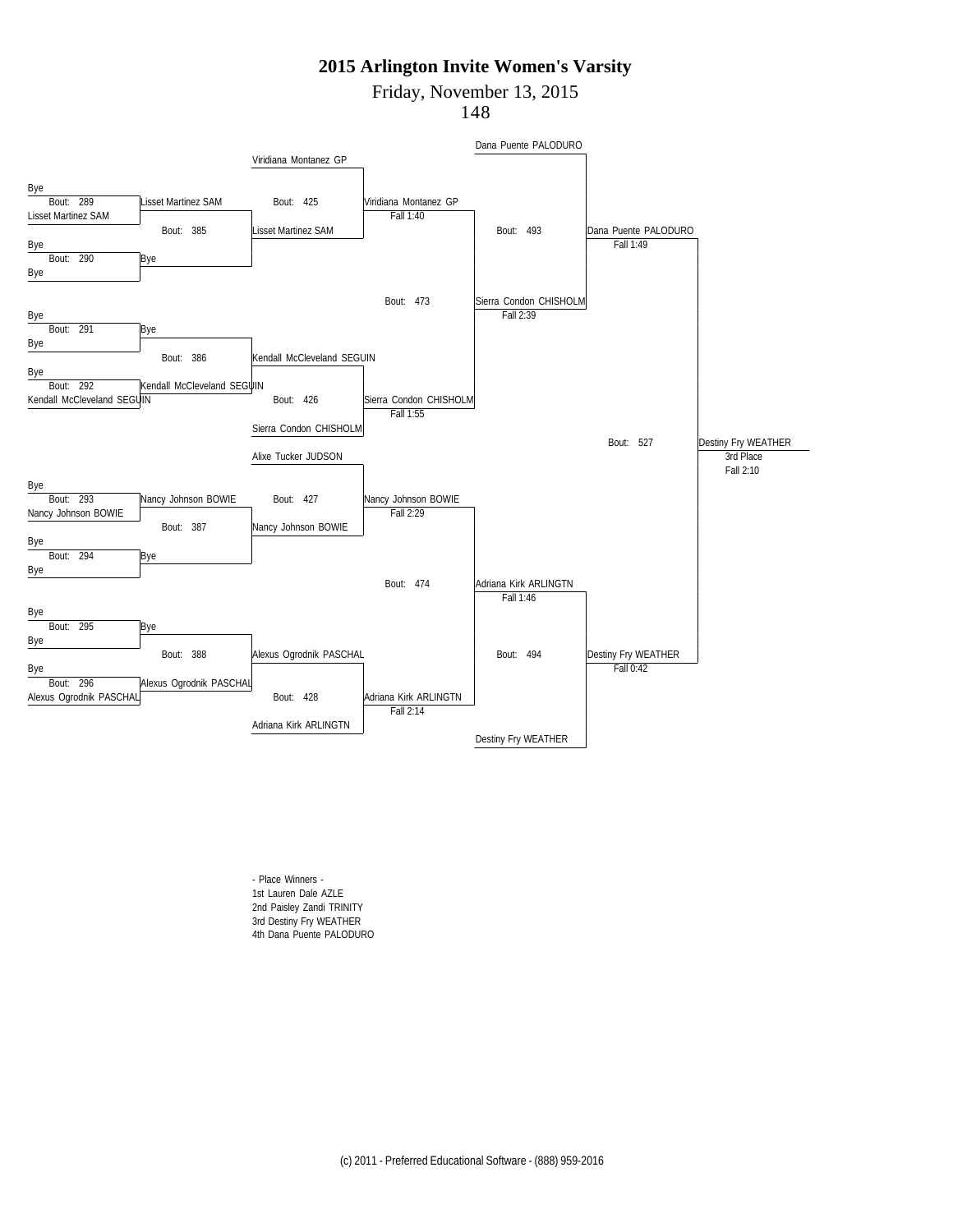# 2015 Arlington Invite Women's Varsity

Friday, November 13, 2015

148

**Championship Bracket — First Round**

- Bout 289: Bye vs Lisset Martinez SAM — Winner: Lisset Martinez SAM
- Bout 290: Bye vs Bye — Winner: Bye
- Bout 291: Bye vs Bye — Winner: Bye
- Bout 292: Bye vs Kendall McCleveland SEGUIN — Winner: Kendall McCleveland SEGUIN
- Bout 293: Bye vs Nancy Johnson BOWIE — Winner: Nancy Johnson BOWIE
- Bout 294: Bye vs Bye — Winner: Bye
- Bout 295: Bye vs Bye — Winner: Bye
- Bout 296: Bye vs Alexus Ogrodnik PASCHAL — Winner: Alexus Ogrodnik PASCHAL

**Second Round**

- Bout 385: Lisset Martinez SAM vs Bye — Winner: Lisset Martinez SAM
- Bout 386: Bye vs Kendall McCleveland SEGUIN — Winner: Kendall McCleveland SEGUIN
- Bout 387: Nancy Johnson BOWIE vs Bye — Winner: Nancy Johnson BOWIE
- Bout 388: Bye vs Alexus Ogrodnik PASCHAL — Winner: Alexus Ogrodnik PASCHAL

**Consolation**

- Bout 425: Viridiana Montanez GP vs Lisset Martinez SAM — Winner: Viridiana Montanez GP, Fall 1:40
- Bout 426: Kendall McCleveland SEGUIN vs Sierra Condon CHISHOLM — Winner: Sierra Condon CHISHOLM, Fall 1:55
- Bout 427: Alixe Tucker JUDSON vs Nancy Johnson BOWIE — Winner: Nancy Johnson BOWIE, Fall 2:29
- Bout 428: Alexus Ogrodnik PASCHAL vs Adriana Kirk ARLINGTN — Winner: Adriana Kirk ARLINGTN, Fall 2:14
- Bout 473: Viridiana Montanez GP vs Sierra Condon CHISHOLM — Winner: Sierra Condon CHISHOLM, Fall 2:39
- Bout 474: Nancy Johnson BOWIE vs Adriana Kirk ARLINGTN — Winner: Adriana Kirk ARLINGTN, Fall 1:46
- Bout 493: Dana Puente PALODURO vs Sierra Condon CHISHOLM — Winner: Dana Puente PALODURO, Fall 1:49
- Bout 494: Adriana Kirk ARLINGTN vs Destiny Fry WEATHER — Winner: Destiny Fry WEATHER, Fall 0:42
- Bout 527: Dana Puente PALODURO vs Destiny Fry WEATHER — Winner: Destiny Fry WEATHER, 3rd Place, Fall 2:10

- Place Winners -

1st Lauren Dale AZLE

2nd Paisley Zandi TRINITY

3rd Destiny Fry WEATHER

4th Dana Puente PALODURO

(c) 2011 - Preferred Educational Software - (888) 959-2016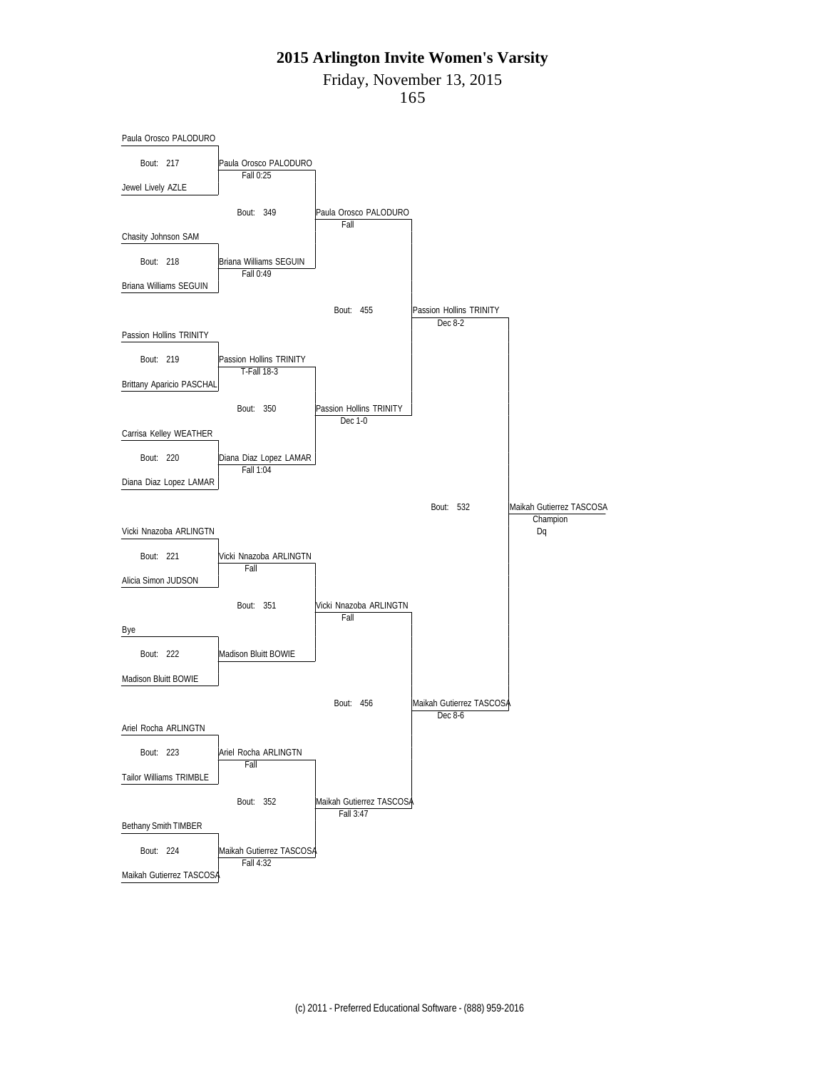# 2015 Arlington Invite Women's Varsity

Friday, November 13, 2015

165

## Round 1

| Bout | Wrestler 1 | Wrestler 2 | Winner | Result |
|---|---|---|---|---|
| 217 | Paula Orosco PALODURO | Jewel Lively AZLE | Paula Orosco PALODURO | Fall 0:25 |
| 218 | Chasity Johnson SAM | Briana Williams SEGUIN | Briana Williams SEGUIN | Fall 0:49 |
| 219 | Passion Hollins TRINITY | Brittany Aparicio PASCHAL | Passion Hollins TRINITY | T-Fall 18-3 |
| 220 | Carrisa Kelley WEATHER | Diana Diaz Lopez LAMAR | Diana Diaz Lopez LAMAR | Fall 1:04 |
| 221 | Vicki Nnazoba ARLINGTN | Alicia Simon JUDSON | Vicki Nnazoba ARLINGTN | Fall |
| 222 | Bye | Madison Bluitt BOWIE | Madison Bluitt BOWIE | |
| 223 | Ariel Rocha ARLINGTN | Tailor Williams TRIMBLE | Ariel Rocha ARLINGTN | Fall |
| 224 | Bethany Smith TIMBER | Maikah Gutierrez TASCOSA | Maikah Gutierrez TASCOSA | Fall 4:32 |

## Round 2

| Bout | Winner | Result |
|---|---|---|
| 349 | Paula Orosco PALODURO | Fall |
| 350 | Passion Hollins TRINITY | Dec 1-0 |
| 351 | Vicki Nnazoba ARLINGTN | Fall |
| 352 | Maikah Gutierrez TASCOSA | Fall 3:47 |

## Semifinals

| Bout | Winner | Result |
|---|---|---|
| 455 | Passion Hollins TRINITY | Dec 8-2 |
| 456 | Maikah Gutierrez TASCOSA | Dec 8-6 |

## Final

| Bout | Winner | Result |
|---|---|---|
| 532 | Maikah Gutierrez TASCOSA (Champion) | Dq |

(c) 2011 - Preferred Educational Software - (888) 959-2016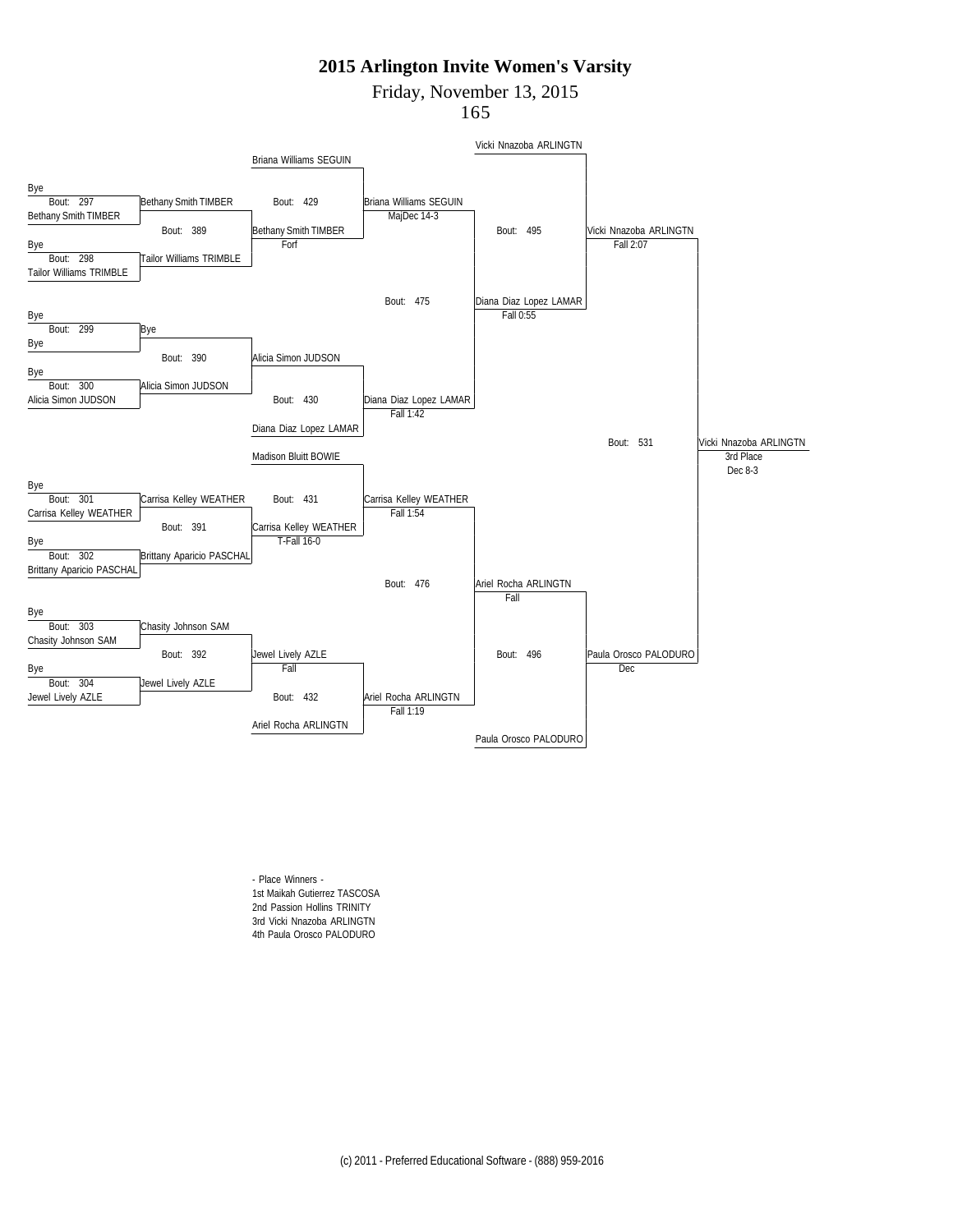# 2015 Arlington Invite Women's Varsity

Friday, November 13, 2015

165

**First Round**

| Bout | Wrestlers | Winner |
|---|---|---|
| 297 | Bye / Bethany Smith TIMBER | Bethany Smith TIMBER |
| 298 | Bye / Tailor Williams TRIMBLE | Tailor Williams TRIMBLE |
| 299 | Bye / Bye | Bye |
| 300 | Bye / Alicia Simon JUDSON | Alicia Simon JUDSON |
| 301 | Bye / Carrisa Kelley WEATHER | Carrisa Kelley WEATHER |
| 302 | Bye / Brittany Aparicio PASCHAL | Brittany Aparicio PASCHAL |
| 303 | Bye / Chasity Johnson SAM | Chasity Johnson SAM |
| 304 | Bye / Jewel Lively AZLE | Jewel Lively AZLE |

**Second Round**

| Bout | Wrestlers | Winner | Result |
|---|---|---|---|
| 389 | Bethany Smith TIMBER / Tailor Williams TRIMBLE | Bethany Smith TIMBER | Forf |
| 390 | Bye / Alicia Simon JUDSON | Alicia Simon JUDSON | |
| 391 | Carrisa Kelley WEATHER / Brittany Aparicio PASCHAL | Carrisa Kelley WEATHER | T-Fall 16-0 |
| 392 | Chasity Johnson SAM / Jewel Lively AZLE | Jewel Lively AZLE | Fall |

**Third Round**

| Bout | Wrestlers | Winner | Result |
|---|---|---|---|
| 429 | Briana Williams SEGUIN / Bethany Smith TIMBER | Briana Williams SEGUIN | MajDec 14-3 |
| 430 | Alicia Simon JUDSON / Diana Diaz Lopez LAMAR | Diana Diaz Lopez LAMAR | Fall 1:42 |
| 431 | Madison Bluitt BOWIE / Carrisa Kelley WEATHER | Carrisa Kelley WEATHER | Fall 1:54 |
| 432 | Jewel Lively AZLE / Ariel Rocha ARLINGTN | Ariel Rocha ARLINGTN | Fall 1:19 |

**Fourth Round**

| Bout | Wrestlers | Winner | Result |
|---|---|---|---|
| 475 | Briana Williams SEGUIN / Diana Diaz Lopez LAMAR | Diana Diaz Lopez LAMAR | Fall 0:55 |
| 476 | Carrisa Kelley WEATHER / Ariel Rocha ARLINGTN | Ariel Rocha ARLINGTN | Fall |

**Fifth Round**

| Bout | Wrestlers | Winner | Result |
|---|---|---|---|
| 495 | Vicki Nnazoba ARLINGTN / Diana Diaz Lopez LAMAR | Vicki Nnazoba ARLINGTN | Fall 2:07 |
| 496 | Ariel Rocha ARLINGTN / Paula Orosco PALODURO | Paula Orosco PALODURO | Dec |

**3rd Place**

| Bout | Wrestlers | Winner | Result |
|---|---|---|---|
| 531 | Vicki Nnazoba ARLINGTN / Paula Orosco PALODURO | Vicki Nnazoba ARLINGTN (3rd Place) | Dec 8-3 |

- Place Winners -

1st Maikah Gutierrez TASCOSA
2nd Passion Hollins TRINITY
3rd Vicki Nnazoba ARLINGTN
4th Paula Orosco PALODURO

(c) 2011 - Preferred Educational Software - (888) 959-2016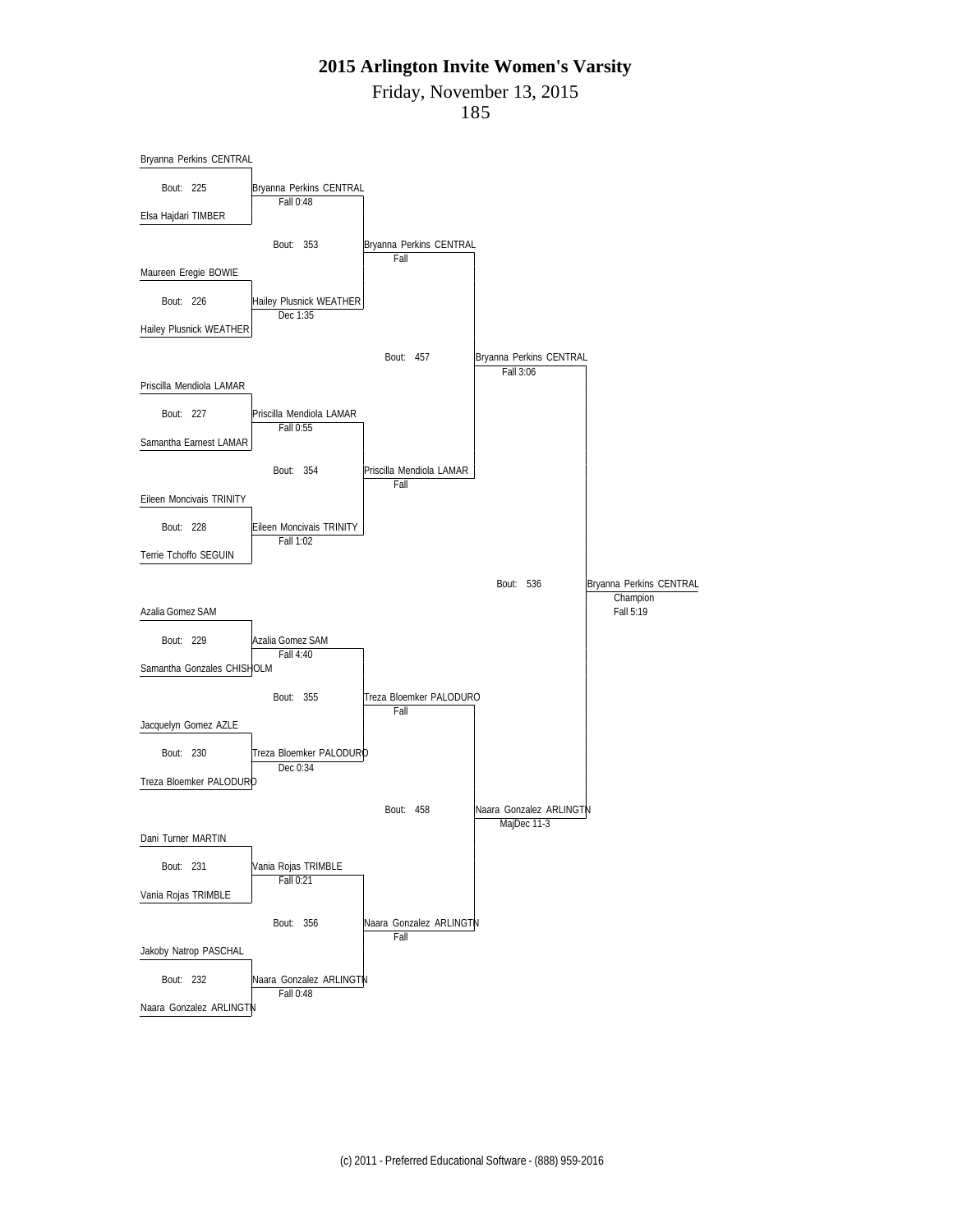# 2015 Arlington Invite Women's Varsity

Friday, November 13, 2015

185

## First Round

| Bout | Wrestler 1 | Wrestler 2 | Winner | Result |
|---|---|---|---|---|
| 225 | Bryanna Perkins CENTRAL | Elsa Hajdari TIMBER | Bryanna Perkins CENTRAL | Fall 0:48 |
| 226 | Maureen Eregie BOWIE | Hailey Plusnick WEATHER | Hailey Plusnick WEATHER | Dec 1:35 |
| 227 | Priscilla Mendiola LAMAR | Samantha Earnest LAMAR | Priscilla Mendiola LAMAR | Fall 0:55 |
| 228 | Eileen Moncivais TRINITY | Terrie Tchoffo SEGUIN | Eileen Moncivais TRINITY | Fall 1:02 |
| 229 | Azalia Gomez SAM | Samantha Gonzales CHISHOLM | Azalia Gomez SAM | Fall 4:40 |
| 230 | Jacquelyn Gomez AZLE | Treza Bloemker PALODURO | Treza Bloemker PALODURO | Dec 0:34 |
| 231 | Dani Turner MARTIN | Vania Rojas TRIMBLE | Vania Rojas TRIMBLE | Fall 0:21 |
| 232 | Jakoby Natrop PASCHAL | Naara Gonzalez ARLINGTN | Naara Gonzalez ARLINGTN | Fall 0:48 |

## Quarterfinals

| Bout | Winner | Result |
|---|---|---|
| 353 | Bryanna Perkins CENTRAL | Fall |
| 354 | Priscilla Mendiola LAMAR | Fall |
| 355 | Treza Bloemker PALODURO | Fall |
| 356 | Naara Gonzalez ARLINGTN | Fall |

## Semifinals

| Bout | Winner | Result |
|---|---|---|
| 457 | Bryanna Perkins CENTRAL | Fall 3:06 |
| 458 | Naara Gonzalez ARLINGTN | MajDec 11-3 |

## Final

| Bout | Winner | Result |
|---|---|---|
| 536 | Bryanna Perkins CENTRAL | Champion, Fall 5:19 |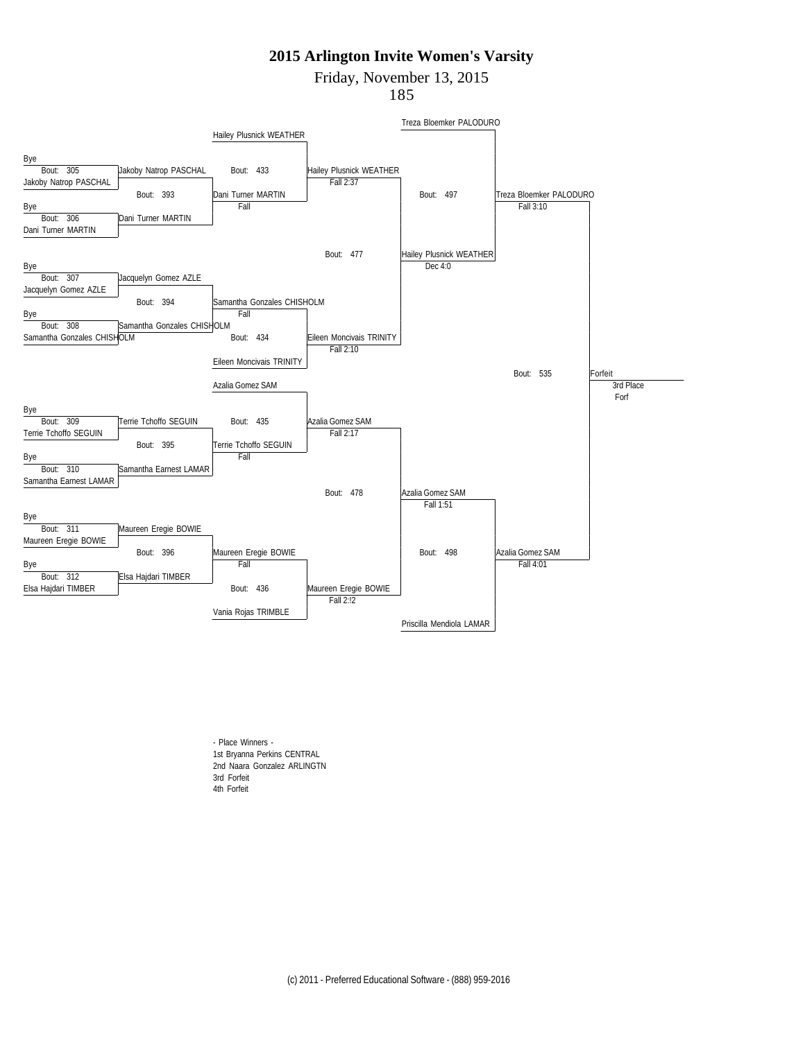# 2015 Arlington Invite Women's Varsity

Friday, November 13, 2015

185

**Round 1**

- Bout: 305 — Bye vs Jakoby Natrop PASCHAL → Jakoby Natrop PASCHAL
- Bout: 306 — Bye vs Dani Turner MARTIN → Dani Turner MARTIN
- Bout: 307 — Bye vs Jacquelyn Gomez AZLE → Jacquelyn Gomez AZLE
- Bout: 308 — Bye vs Samantha Gonzales CHISHOLM → Samantha Gonzales CHISHOLM
- Bout: 309 — Bye vs Terrie Tchoffo SEGUIN → Terrie Tchoffo SEGUIN
- Bout: 310 — Bye vs Samantha Earnest LAMAR → Samantha Earnest LAMAR
- Bout: 311 — Bye vs Maureen Eregie BOWIE → Maureen Eregie BOWIE
- Bout: 312 — Bye vs Elsa Hajdari TIMBER → Elsa Hajdari TIMBER

**Round 2**

- Bout: 393 — Jakoby Natrop PASCHAL vs Dani Turner MARTIN → Dani Turner MARTIN, Fall
- Bout: 394 — Jacquelyn Gomez AZLE vs Samantha Gonzales CHISHOLM → Samantha Gonzales CHISHOLM, Fall
- Bout: 395 — Terrie Tchoffo SEGUIN vs Samantha Earnest LAMAR → Terrie Tchoffo SEGUIN, Fall
- Bout: 396 — Maureen Eregie BOWIE vs Elsa Hajdari TIMBER → Maureen Eregie BOWIE, Fall

**Round 3**

- Bout: 433 — Hailey Plusnick WEATHER vs Dani Turner MARTIN → Hailey Plusnick WEATHER, Fall 2:37
- Bout: 434 — Samantha Gonzales CHISHOLM vs Eileen Moncivais TRINITY → Eileen Moncivais TRINITY, Fall 2:10
- Bout: 435 — Azalia Gomez SAM vs Terrie Tchoffo SEGUIN → Azalia Gomez SAM, Fall 2:17
- Bout: 436 — Maureen Eregie BOWIE vs Vania Rojas TRIMBLE → Maureen Eregie BOWIE, Fall 2:!2

**Round 4**

- Bout: 477 — Hailey Plusnick WEATHER vs Eileen Moncivais TRINITY → Hailey Plusnick WEATHER, Dec 4:0
- Bout: 478 — Azalia Gomez SAM vs Maureen Eregie BOWIE → Azalia Gomez SAM, Fall 1:51

**Round 5**

- Bout: 497 — Treza Bloemker PALODURO vs Hailey Plusnick WEATHER → Treza Bloemker PALODURO, Fall 3:10
- Bout: 498 — Azalia Gomez SAM vs Priscilla Mendiola LAMAR → Azalia Gomez SAM, Fall 4:01

**3rd Place**

- Bout: 535 — Treza Bloemker PALODURO vs Azalia Gomez SAM → Forfeit, 3rd Place, Forf

- Place Winners -

1st Bryanna Perkins CENTRAL
2nd Naara Gonzalez ARLINGTN
3rd Forfeit
4th Forfeit

(c) 2011 - Preferred Educational Software - (888) 959-2016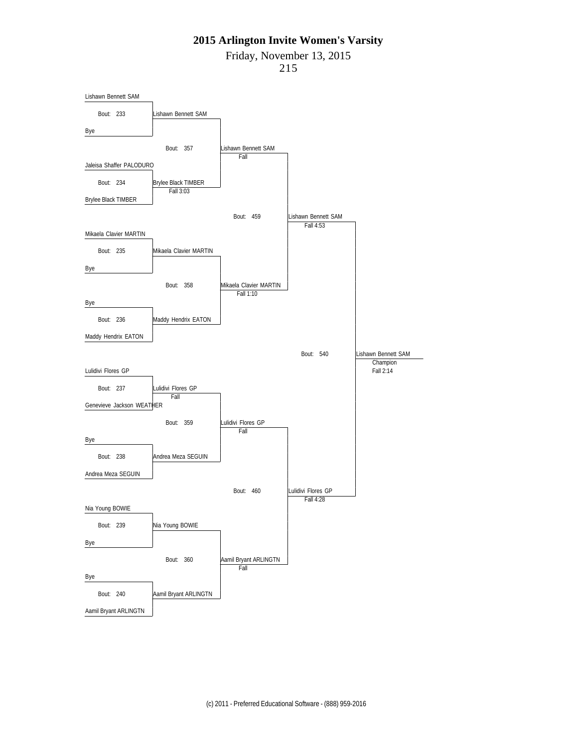# 2015 Arlington Invite Women's Varsity

Friday, November 13, 2015

215

| First Round | Bout | Quarterfinals | Bout | Semifinals | Bout | Finals | Bout | Champion |
|---|---|---|---|---|---|---|---|---|
| Lishawn Bennett SAM | 233 | Lishawn Bennett SAM | | | | | | |
| Bye | | | 357 | Lishawn Bennett SAM (Fall) | | | | |
| Jaleisa Shaffer PALODURO | 234 | Brylee Black TIMBER (Fall 3:03) | | | | | | |
| Brylee Black TIMBER | | | | | 459 | Lishawn Bennett SAM (Fall 4:53) | | |
| Mikaela Clavier MARTIN | 235 | Mikaela Clavier MARTIN | | | | | | |
| Bye | | | 358 | Mikaela Clavier MARTIN (Fall 1:10) | | | | |
| Bye | 236 | Maddy Hendrix EATON | | | | | | |
| Maddy Hendrix EATON | | | | | | | 540 | Lishawn Bennett SAM — Champion (Fall 2:14) |
| Lulidivi Flores GP | 237 | Lulidivi Flores GP (Fall) | | | | | | |
| Genevieve Jackson WEATHER | | | 359 | Lulidivi Flores GP (Fall) | | | | |
| Bye | 238 | Andrea Meza SEGUIN | | | | | | |
| Andrea Meza SEGUIN | | | | | 460 | Lulidivi Flores GP (Fall 4:28) | | |
| Nia Young BOWIE | 239 | Nia Young BOWIE | | | | | | |
| Bye | | | 360 | Aamil Bryant ARLINGTN (Fall) | | | | |
| Bye | 240 | Aamil Bryant ARLINGTN | | | | | | |
| Aamil Bryant ARLINGTN | | | | | | | | |

(c) 2011 - Preferred Educational Software - (888) 959-2016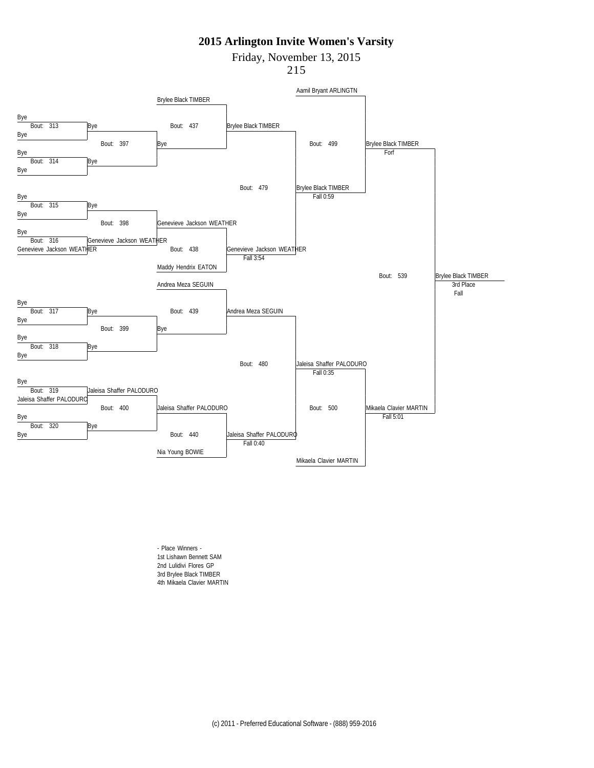# 2015 Arlington Invite Women's Varsity

Friday, November 13, 2015

215

Aamil Bryant ARLINGTN

Brylee Black TIMBER

Bye
Bout: 313
Bye

Bye
Bout: 397

Bout: 437

Brylee Black TIMBER

Bye
Bout: 314
Bye

Bye

Bout: 499

Brylee Black TIMBER
Forf

Bout: 479

Brylee Black TIMBER
Fall 0:59

Bye
Bout: 315
Bye

Bye
Bout: 398

Genevieve Jackson WEATHER

Bye
Bout: 316
Genevieve Jackson WEATHER

Genevieve Jackson WEATHER

Bout: 438

Genevieve Jackson WEATHER
Fall 3:54

Maddy Hendrix EATON

Bout: 539

Brylee Black TIMBER
3rd Place
Fall

Andrea Meza SEGUIN

Bye
Bout: 317
Bye

Bye
Bout: 399

Bout: 439

Andrea Meza SEGUIN

Bye

Bye
Bout: 318
Bye

Bye

Bout: 480

Jaleisa Shaffer PALODURO
Fall 0:35

Bye
Bout: 319
Jaleisa Shaffer PALODURO

Jaleisa Shaffer PALODURO
Bout: 400

Jaleisa Shaffer PALODURO

Bout: 500

Mikaela Clavier MARTIN
Fall 5:01

Bye
Bout: 320
Bye

Bye

Bout: 440

Jaleisa Shaffer PALODURO
Fall 0:40

Nia Young BOWIE

Mikaela Clavier MARTIN

- Place Winners -
1st Lishawn Bennett SAM
2nd Lulidivi Flores GP
3rd Brylee Black TIMBER
4th Mikaela Clavier MARTIN

(c) 2011 - Preferred Educational Software - (888) 959-2016